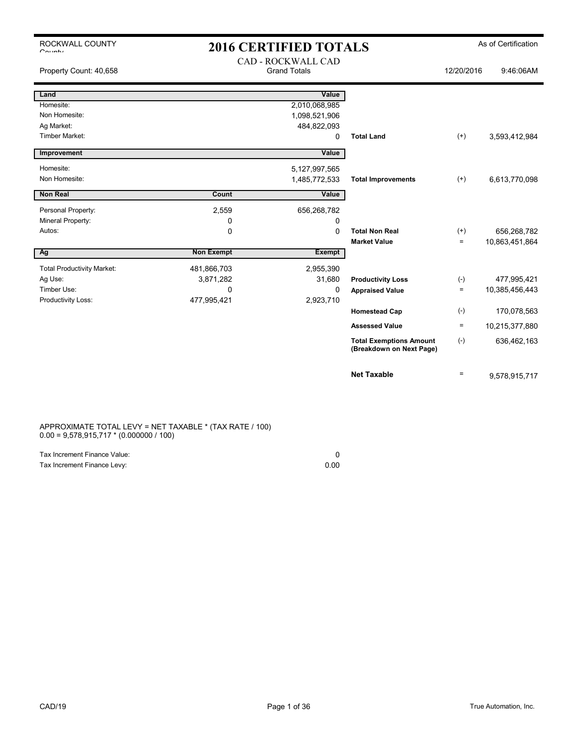ROCKWALL COUNTY

# 2016 CERTIFIED TOTALS

As of Certification

Property Count: 40,658

## CAD - ROCKWALL CAD

Grand Totals

12/20/2016 9:46:06AM

| Land | | Value | | | |
|---|---|---|---|---|---|
| Homesite: | | 2,010,068,985 | | | |
| Non Homesite: | | 1,098,521,906 | | | |
| Ag Market: | | 484,822,093 | | | |
| Timber Market: | | 0 | **Total Land** | (+) | 3,593,412,984 |

| Improvement | | Value | | | |
|---|---|---|---|---|---|
| Homesite: | | 5,127,997,565 | | | |
| Non Homesite: | | 1,485,772,533 | **Total Improvements** | (+) | 6,613,770,098 |

| Non Real | Count | Value | | | |
|---|---|---|---|---|---|
| Personal Property: | 2,559 | 656,268,782 | | | |
| Mineral Property: | 0 | 0 | | | |
| Autos: | 0 | 0 | **Total Non Real** | (+) | 656,268,782 |
| | | | **Market Value** | = | 10,863,451,864 |

| Ag | Non Exempt | Exempt | | | |
|---|---|---|---|---|---|
| Total Productivity Market: | 481,866,703 | 2,955,390 | | | |
| Ag Use: | 3,871,282 | 31,680 | **Productivity Loss** | (-) | 477,995,421 |
| Timber Use: | 0 | 0 | **Appraised Value** | = | 10,385,456,443 |
| Productivity Loss: | 477,995,421 | 2,923,710 | | | |
| | | | **Homestead Cap** | (-) | 170,078,563 |
| | | | **Assessed Value** | = | 10,215,377,880 |
| | | | **Total Exemptions Amount (Breakdown on Next Page)** | (-) | 636,462,163 |
| | | | **Net Taxable** | = | 9,578,915,717 |

APPROXIMATE TOTAL LEVY = NET TAXABLE * (TAX RATE / 100)
0.00 = 9,578,915,717 * (0.000000 / 100)

| | |
|---|---|
| Tax Increment Finance Value: | 0 |
| Tax Increment Finance Levy: | 0.00 |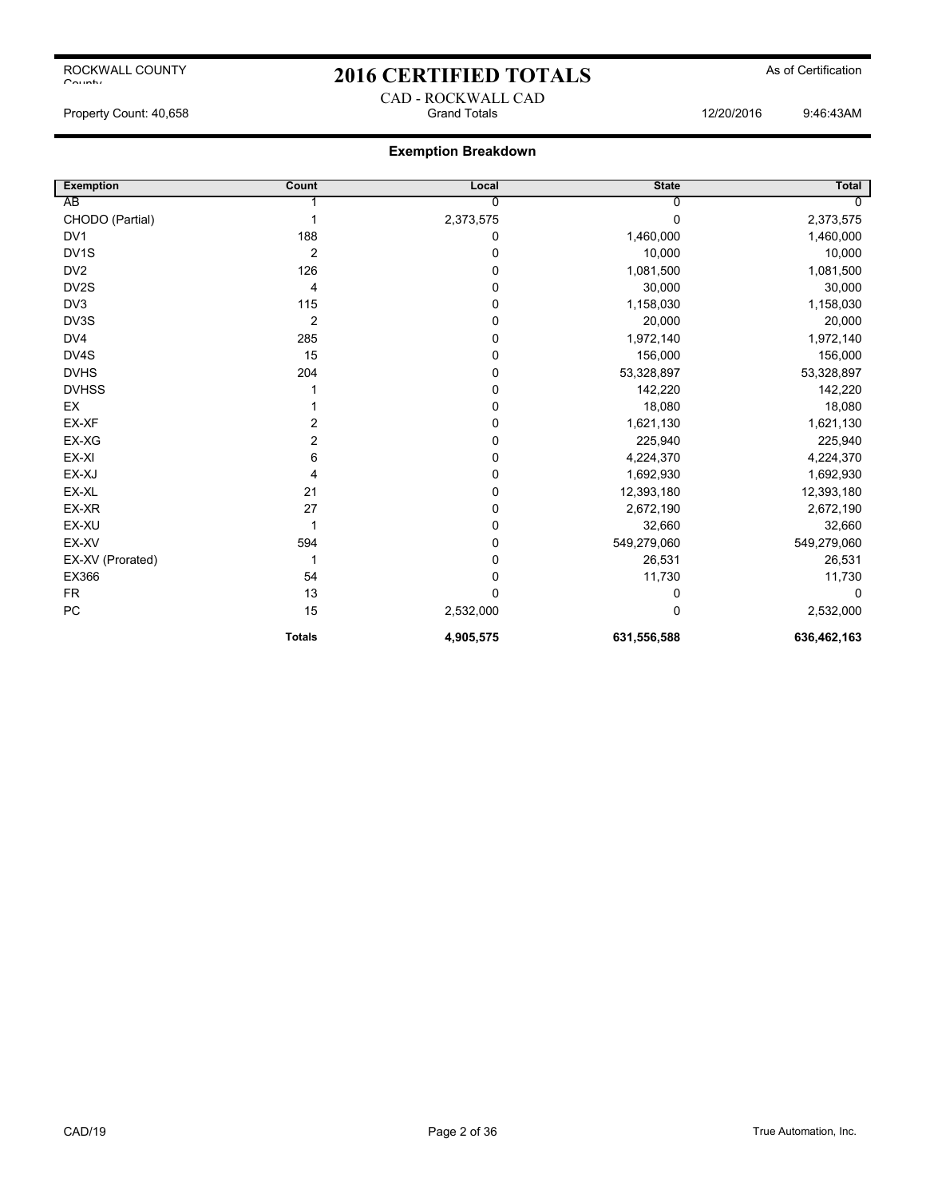ROCKWALL COUNTY

# 2016 CERTIFIED TOTALS

As of Certification

CAD - ROCKWALL CAD

Property Count: 40,658 Grand Totals 12/20/2016 9:46:43AM

## Exemption Breakdown

| Exemption | Count | Local | State | Total |
|---|---|---|---|---|
| AB | 1 | 0 | 0 | 0 |
| CHODO (Partial) | 1 | 2,373,575 | 0 | 2,373,575 |
| DV1 | 188 | 0 | 1,460,000 | 1,460,000 |
| DV1S | 2 | 0 | 10,000 | 10,000 |
| DV2 | 126 | 0 | 1,081,500 | 1,081,500 |
| DV2S | 4 | 0 | 30,000 | 30,000 |
| DV3 | 115 | 0 | 1,158,030 | 1,158,030 |
| DV3S | 2 | 0 | 20,000 | 20,000 |
| DV4 | 285 | 0 | 1,972,140 | 1,972,140 |
| DV4S | 15 | 0 | 156,000 | 156,000 |
| DVHS | 204 | 0 | 53,328,897 | 53,328,897 |
| DVHSS | 1 | 0 | 142,220 | 142,220 |
| EX | 1 | 0 | 18,080 | 18,080 |
| EX-XF | 2 | 0 | 1,621,130 | 1,621,130 |
| EX-XG | 2 | 0 | 225,940 | 225,940 |
| EX-XI | 6 | 0 | 4,224,370 | 4,224,370 |
| EX-XJ | 4 | 0 | 1,692,930 | 1,692,930 |
| EX-XL | 21 | 0 | 12,393,180 | 12,393,180 |
| EX-XR | 27 | 0 | 2,672,190 | 2,672,190 |
| EX-XU | 1 | 0 | 32,660 | 32,660 |
| EX-XV | 594 | 0 | 549,279,060 | 549,279,060 |
| EX-XV (Prorated) | 1 | 0 | 26,531 | 26,531 |
| EX366 | 54 | 0 | 11,730 | 11,730 |
| FR | 13 | 0 | 0 | 0 |
| PC | 15 | 2,532,000 | 0 | 2,532,000 |
| | **Totals** | **4,905,575** | **631,556,588** | **636,462,163** |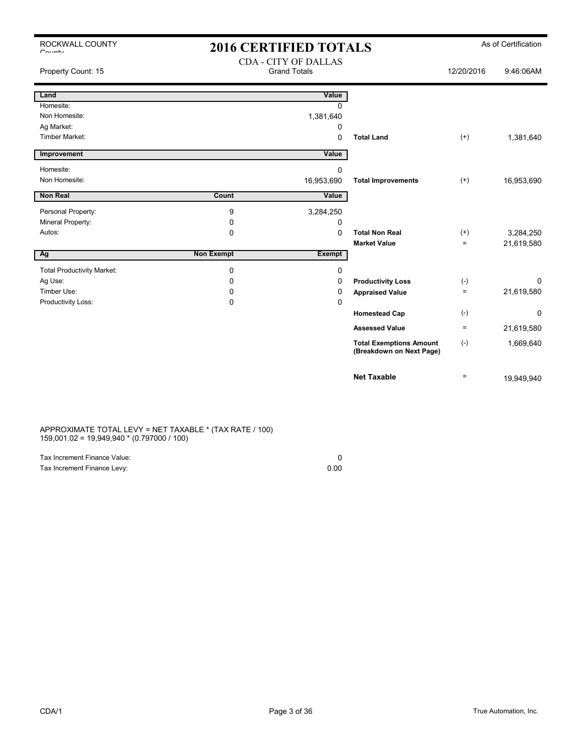ROCKWALL COUNTY

# 2016 CERTIFIED TOTALS

As of Certification

CDA - CITY OF DALLAS
Grand Totals

Property Count: 15 | 12/20/2016 | 9:46:06AM

| Land | | Value | | | |
|---|---|---|---|---|---|
| Homesite: | | 0 | | | |
| Non Homesite: | | 1,381,640 | | | |
| Ag Market: | | 0 | | | |
| Timber Market: | | 0 | **Total Land** | (+) | 1,381,640 |

| Improvement | | Value | | | |
|---|---|---|---|---|---|
| Homesite: | | 0 | | | |
| Non Homesite: | | 16,953,690 | **Total Improvements** | (+) | 16,953,690 |

| Non Real | Count | Value | | | |
|---|---|---|---|---|---|
| Personal Property: | 9 | 3,284,250 | | | |
| Mineral Property: | 0 | 0 | | | |
| Autos: | 0 | 0 | **Total Non Real** | (+) | 3,284,250 |
| | | | **Market Value** | = | 21,619,580 |

| Ag | Non Exempt | Exempt | | | |
|---|---|---|---|---|---|
| Total Productivity Market: | 0 | 0 | | | |
| Ag Use: | 0 | 0 | **Productivity Loss** | (-) | 0 |
| Timber Use: | 0 | 0 | **Appraised Value** | = | 21,619,580 |
| Productivity Loss: | 0 | 0 | | | |
| | | | **Homestead Cap** | (-) | 0 |
| | | | **Assessed Value** | = | 21,619,580 |
| | | | **Total Exemptions Amount (Breakdown on Next Page)** | (-) | 1,669,640 |
| | | | **Net Taxable** | = | 19,949,940 |

APPROXIMATE TOTAL LEVY = NET TAXABLE * (TAX RATE / 100)
159,001.02 = 19,949,940 * (0.797000 / 100)

| | |
|---|---|
| Tax Increment Finance Value: | 0 |
| Tax Increment Finance Levy: | 0.00 |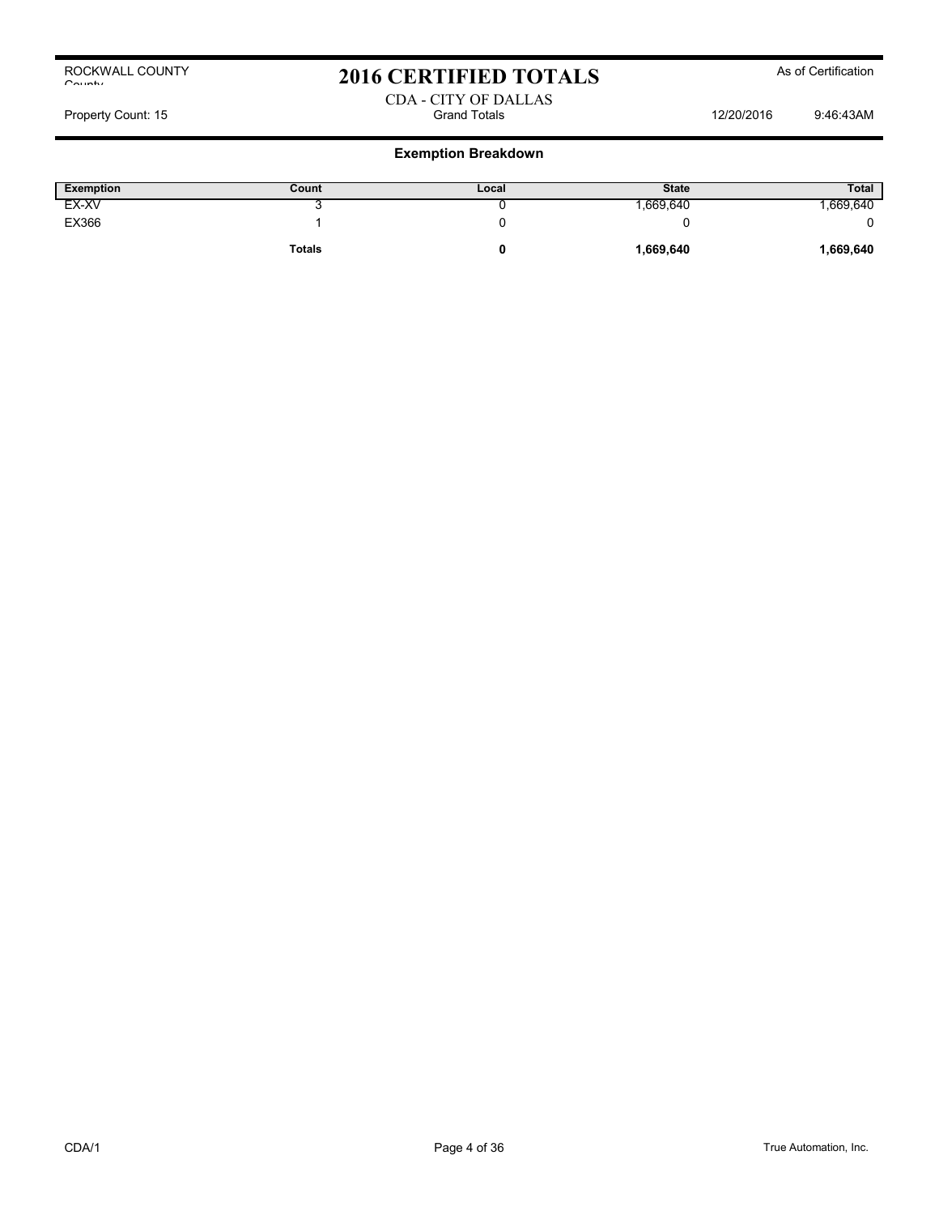ROCKWALL COUNTY

# 2016 CERTIFIED TOTALS

As of Certification

CDA - CITY OF DALLAS

Property Count: 15 | Grand Totals | 12/20/2016 9:46:43AM

## Exemption Breakdown

| Exemption | Count | Local | State | Total |
|---|---|---|---|---|
| EX-XV | 3 | 0 | 1,669,640 | 1,669,640 |
| EX366 | 1 | 0 | 0 | 0 |
| | **Totals** | **0** | **1,669,640** | **1,669,640** |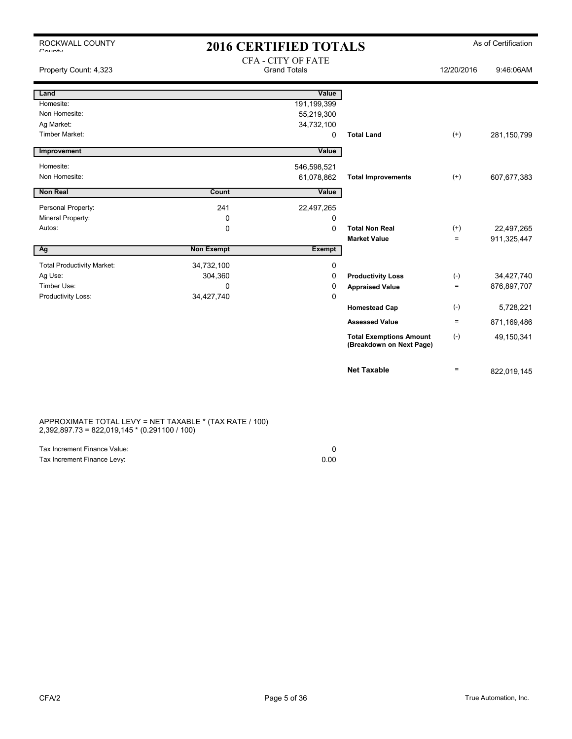ROCKWALL COUNTY

# 2016 CERTIFIED TOTALS

As of Certification

CFA - CITY OF FATE
Grand Totals

Property Count: 4,323

12/20/2016 9:46:06AM

| Land | | Value | | | |
|---|---|---|---|---|---|
| Homesite: | | 191,199,399 | | | |
| Non Homesite: | | 55,219,300 | | | |
| Ag Market: | | 34,732,100 | | | |
| Timber Market: | | 0 | **Total Land** | (+) | 281,150,799 |

| Improvement | | Value | | | |
|---|---|---|---|---|---|
| Homesite: | | 546,598,521 | | | |
| Non Homesite: | | 61,078,862 | **Total Improvements** | (+) | 607,677,383 |

| Non Real | Count | Value | | | |
|---|---|---|---|---|---|
| Personal Property: | 241 | 22,497,265 | | | |
| Mineral Property: | 0 | 0 | | | |
| Autos: | 0 | 0 | **Total Non Real** | (+) | 22,497,265 |
| | | | **Market Value** | = | 911,325,447 |

| Ag | Non Exempt | Exempt | | | |
|---|---|---|---|---|---|
| Total Productivity Market: | 34,732,100 | 0 | | | |
| Ag Use: | 304,360 | 0 | **Productivity Loss** | (-) | 34,427,740 |
| Timber Use: | 0 | 0 | **Appraised Value** | = | 876,897,707 |
| Productivity Loss: | 34,427,740 | 0 | | | |
| | | | **Homestead Cap** | (-) | 5,728,221 |
| | | | **Assessed Value** | = | 871,169,486 |
| | | | **Total Exemptions Amount (Breakdown on Next Page)** | (-) | 49,150,341 |
| | | | **Net Taxable** | = | 822,019,145 |

APPROXIMATE TOTAL LEVY = NET TAXABLE * (TAX RATE / 100)
2,392,897.73 = 822,019,145 * (0.291100 / 100)

| | |
|---|---|
| Tax Increment Finance Value: | 0 |
| Tax Increment Finance Levy: | 0.00 |

CFA/2

True Automation, Inc.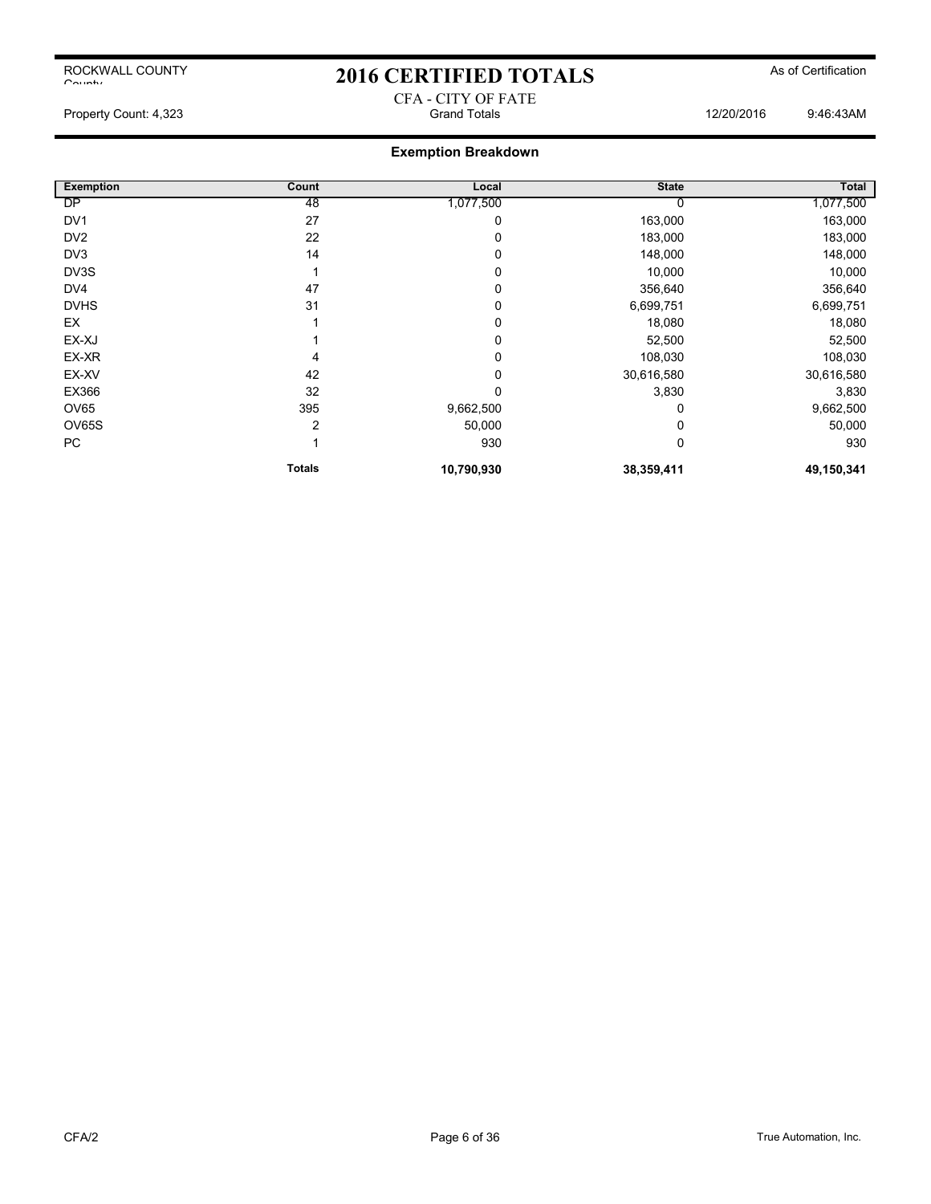ROCKWALL COUNTY
County

# 2016 CERTIFIED TOTALS

As of Certification

CFA - CITY OF FATE
Grand Totals

Property Count: 4,323

12/20/2016 9:46:43AM

## Exemption Breakdown

| Exemption | Count | Local | State | Total |
|---|---|---|---|---|
| DP | 48 | 1,077,500 | 0 | 1,077,500 |
| DV1 | 27 | 0 | 163,000 | 163,000 |
| DV2 | 22 | 0 | 183,000 | 183,000 |
| DV3 | 14 | 0 | 148,000 | 148,000 |
| DV3S | 1 | 0 | 10,000 | 10,000 |
| DV4 | 47 | 0 | 356,640 | 356,640 |
| DVHS | 31 | 0 | 6,699,751 | 6,699,751 |
| EX | 1 | 0 | 18,080 | 18,080 |
| EX-XJ | 1 | 0 | 52,500 | 52,500 |
| EX-XR | 4 | 0 | 108,030 | 108,030 |
| EX-XV | 42 | 0 | 30,616,580 | 30,616,580 |
| EX366 | 32 | 0 | 3,830 | 3,830 |
| OV65 | 395 | 9,662,500 | 0 | 9,662,500 |
| OV65S | 2 | 50,000 | 0 | 50,000 |
| PC | 1 | 930 | 0 | 930 |
| | **Totals** | **10,790,930** | **38,359,411** | **49,150,341** |

CFA/2

True Automation, Inc.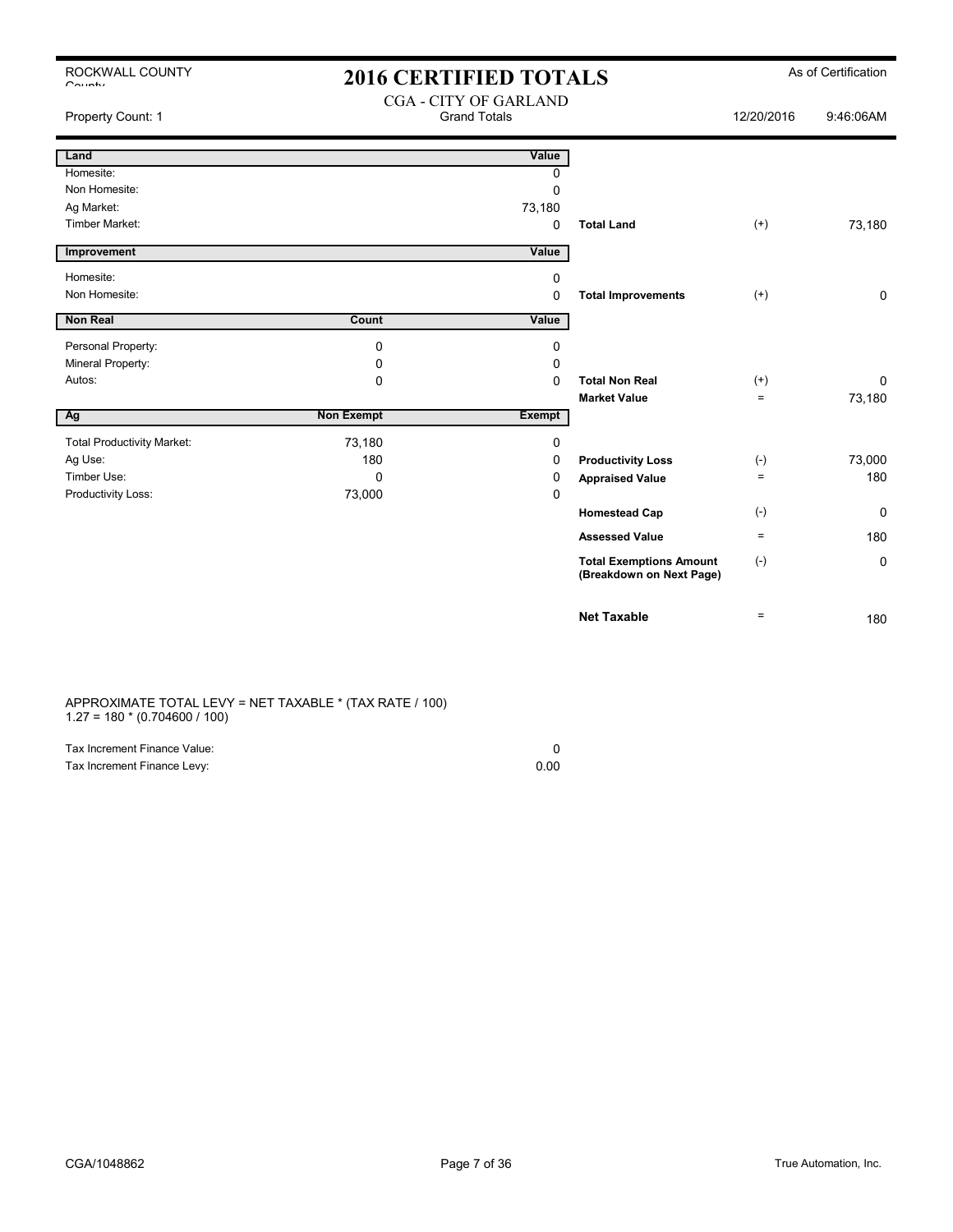ROCKWALL COUNTY

# 2016 CERTIFIED TOTALS

As of Certification

## CGA - CITY OF GARLAND

Grand Totals

Property Count: 1

12/20/2016 9:46:06AM

| Land | | Value | | | |
|---|---|---|---|---|---|
| Homesite: | | 0 | | | |
| Non Homesite: | | 0 | | | |
| Ag Market: | | 73,180 | | | |
| Timber Market: | | 0 | **Total Land** | (+) | 73,180 |

| Improvement | | Value | | | |
|---|---|---|---|---|---|
| Homesite: | | 0 | | | |
| Non Homesite: | | 0 | **Total Improvements** | (+) | 0 |

| Non Real | Count | Value | | | |
|---|---|---|---|---|---|
| Personal Property: | 0 | 0 | | | |
| Mineral Property: | 0 | 0 | | | |
| Autos: | 0 | 0 | **Total Non Real** | (+) | 0 |
| | | | **Market Value** | = | 73,180 |

| Ag | Non Exempt | Exempt | | | |
|---|---|---|---|---|---|
| Total Productivity Market: | 73,180 | 0 | | | |
| Ag Use: | 180 | 0 | **Productivity Loss** | (-) | 73,000 |
| Timber Use: | 0 | 0 | **Appraised Value** | = | 180 |
| Productivity Loss: | 73,000 | 0 | | | |
| | | | **Homestead Cap** | (-) | 0 |
| | | | **Assessed Value** | = | 180 |
| | | | **Total Exemptions Amount (Breakdown on Next Page)** | (-) | 0 |
| | | | **Net Taxable** | = | 180 |

APPROXIMATE TOTAL LEVY = NET TAXABLE * (TAX RATE / 100)
1.27 = 180 * (0.704600 / 100)

| | |
|---|---|
| Tax Increment Finance Value: | 0 |
| Tax Increment Finance Levy: | 0.00 |

CGA/1048862

True Automation, Inc.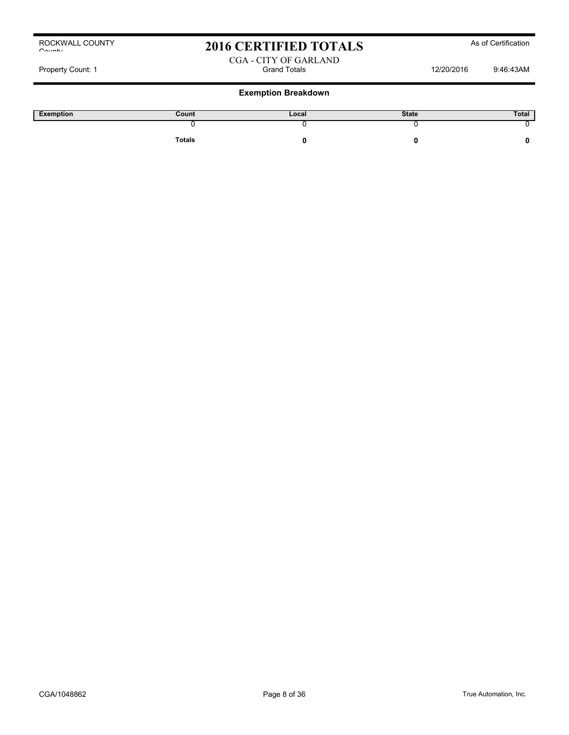ROCKWALL COUNTY
County

# 2016 CERTIFIED TOTALS

As of Certification

CGA - CITY OF GARLAND

Property Count: 1 — Grand Totals — 12/20/2016 9:46:43AM

## Exemption Breakdown

| Exemption | Count | Local | State | Total |
|---|---|---|---|---|
| | 0 | 0 | 0 | 0 |
| | **Totals** | **0** | **0** | **0** |

CGA/1048862

True Automation, Inc.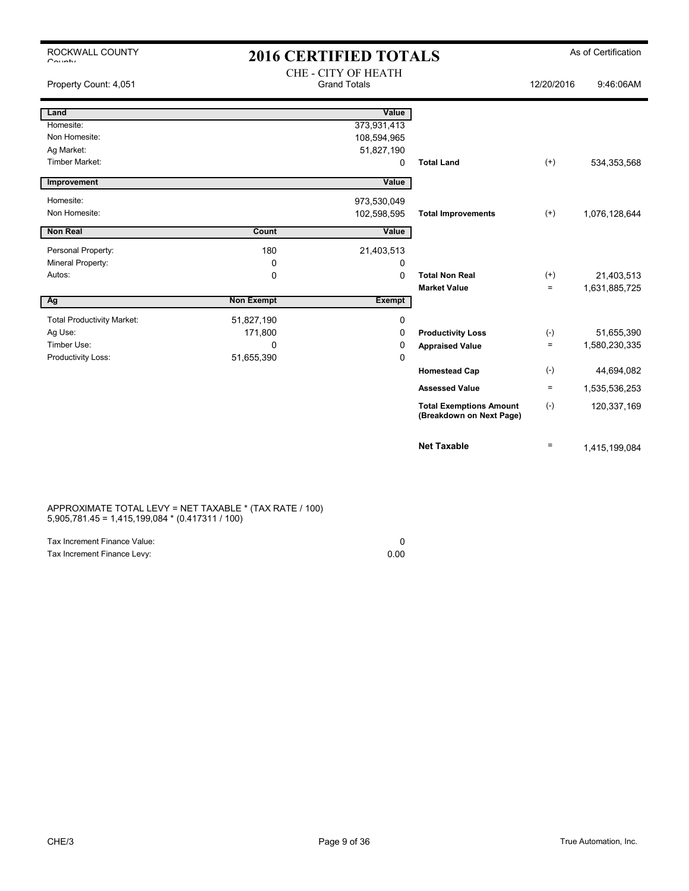ROCKWALL COUNTY

# 2016 CERTIFIED TOTALS

As of Certification

CHE - CITY OF HEATH
Grand Totals

Property Count: 4,051

12/20/2016 9:46:06AM

| Land | | Value | | | |
|---|---|---|---|---|---|
| Homesite: | | 373,931,413 | | | |
| Non Homesite: | | 108,594,965 | | | |
| Ag Market: | | 51,827,190 | | | |
| Timber Market: | | 0 | **Total Land** | (+) | 534,353,568 |
| **Improvement** | | **Value** | | | |
| Homesite: | | 973,530,049 | | | |
| Non Homesite: | | 102,598,595 | **Total Improvements** | (+) | 1,076,128,644 |
| **Non Real** | **Count** | **Value** | | | |
| Personal Property: | 180 | 21,403,513 | | | |
| Mineral Property: | 0 | 0 | | | |
| Autos: | 0 | 0 | **Total Non Real** | (+) | 21,403,513 |
| | | | **Market Value** | = | 1,631,885,725 |
| **Ag** | **Non Exempt** | **Exempt** | | | |
| Total Productivity Market: | 51,827,190 | 0 | | | |
| Ag Use: | 171,800 | 0 | **Productivity Loss** | (-) | 51,655,390 |
| Timber Use: | 0 | 0 | **Appraised Value** | = | 1,580,230,335 |
| Productivity Loss: | 51,655,390 | 0 | | | |
| | | | **Homestead Cap** | (-) | 44,694,082 |
| | | | **Assessed Value** | = | 1,535,536,253 |
| | | | **Total Exemptions Amount (Breakdown on Next Page)** | (-) | 120,337,169 |
| | | | **Net Taxable** | = | 1,415,199,084 |

APPROXIMATE TOTAL LEVY = NET TAXABLE * (TAX RATE / 100)
5,905,781.45 = 1,415,199,084 * (0.417311 / 100)

| | |
|---|---|
| Tax Increment Finance Value: | 0 |
| Tax Increment Finance Levy: | 0.00 |

CHE/3

True Automation, Inc.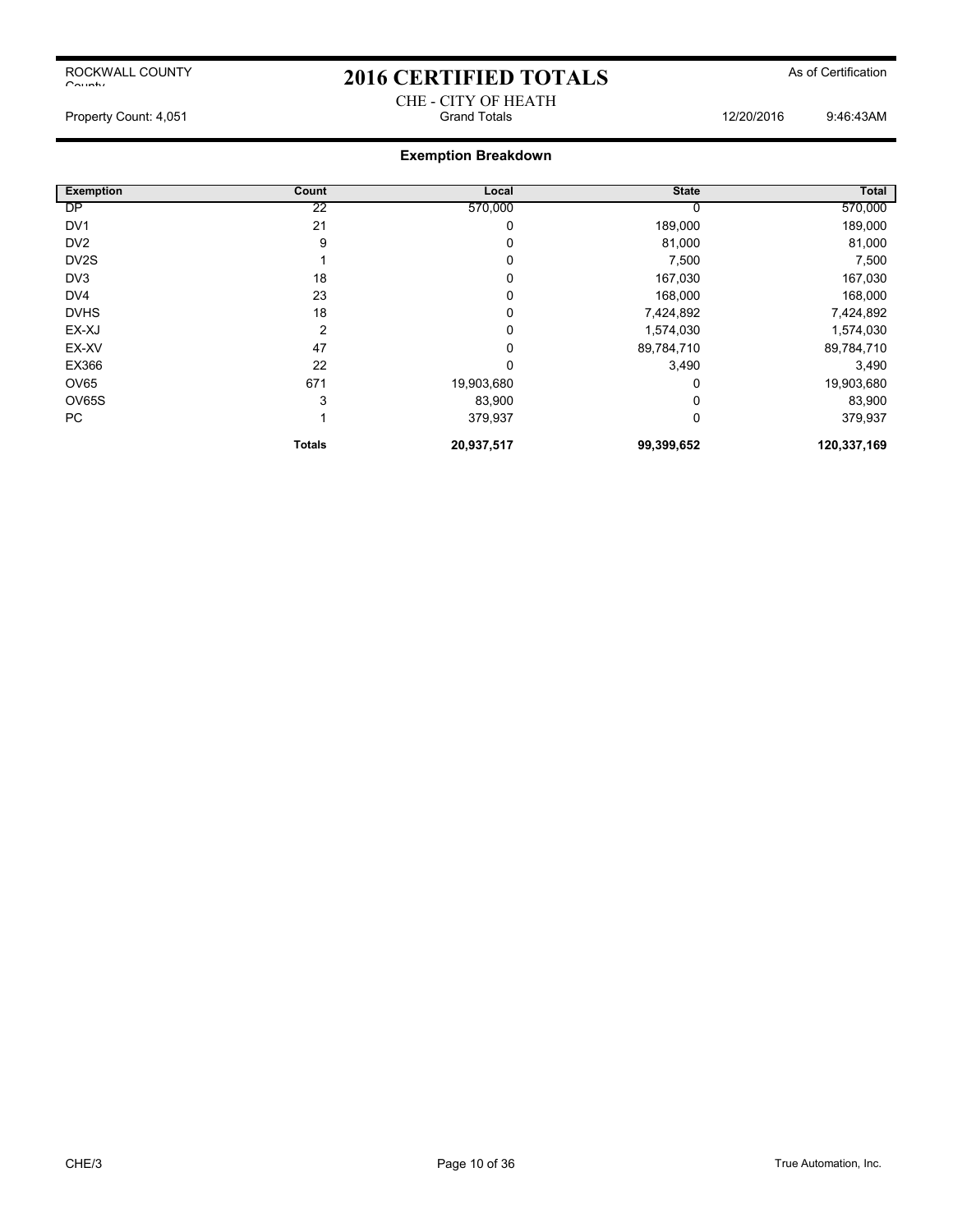ROCKWALL COUNTY

# 2016 CERTIFIED TOTALS

As of Certification

CHE - CITY OF HEATH
Grand Totals

Property Count: 4,051

12/20/2016 9:46:43AM

## Exemption Breakdown

| Exemption | Count | Local | State | Total |
|---|---|---|---|---|
| DP | 22 | 570,000 | 0 | 570,000 |
| DV1 | 21 | 0 | 189,000 | 189,000 |
| DV2 | 9 | 0 | 81,000 | 81,000 |
| DV2S | 1 | 0 | 7,500 | 7,500 |
| DV3 | 18 | 0 | 167,030 | 167,030 |
| DV4 | 23 | 0 | 168,000 | 168,000 |
| DVHS | 18 | 0 | 7,424,892 | 7,424,892 |
| EX-XJ | 2 | 0 | 1,574,030 | 1,574,030 |
| EX-XV | 47 | 0 | 89,784,710 | 89,784,710 |
| EX366 | 22 | 0 | 3,490 | 3,490 |
| OV65 | 671 | 19,903,680 | 0 | 19,903,680 |
| OV65S | 3 | 83,900 | 0 | 83,900 |
| PC | 1 | 379,937 | 0 | 379,937 |
| | **Totals** | **20,937,517** | **99,399,652** | **120,337,169** |

CHE/3

True Automation, Inc.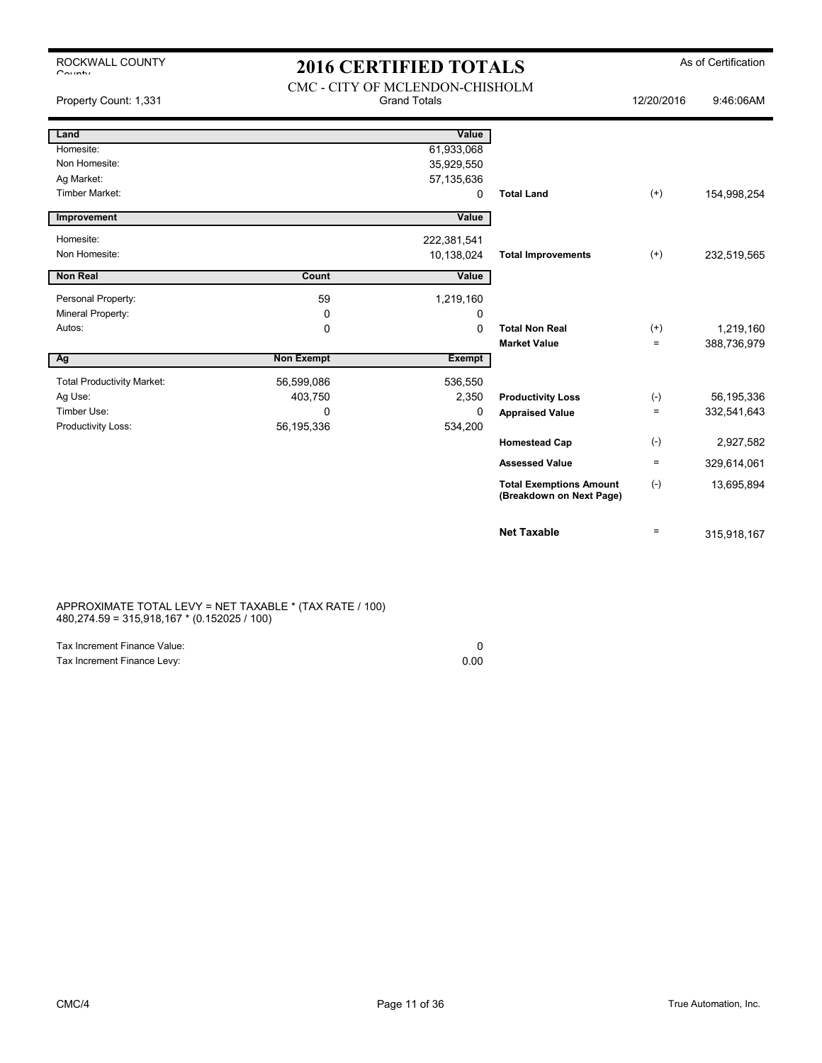ROCKWALL COUNTY

# 2016 CERTIFIED TOTALS

As of Certification

CMC - CITY OF MCLENDON-CHISHOLM
Grand Totals

Property Count: 1,331 | 12/20/2016 9:46:06AM

| Land | | Value | | | |
|---|---|---|---|---|---|
| Homesite: | | 61,933,068 | | | |
| Non Homesite: | | 35,929,550 | | | |
| Ag Market: | | 57,135,636 | | | |
| Timber Market: | | 0 | **Total Land** | (+) | 154,998,254 |
| **Improvement** | | **Value** | | | |
| Homesite: | | 222,381,541 | | | |
| Non Homesite: | | 10,138,024 | **Total Improvements** | (+) | 232,519,565 |
| **Non Real** | **Count** | **Value** | | | |
| Personal Property: | 59 | 1,219,160 | | | |
| Mineral Property: | 0 | 0 | | | |
| Autos: | 0 | 0 | **Total Non Real** | (+) | 1,219,160 |
| | | | **Market Value** | = | 388,736,979 |
| **Ag** | **Non Exempt** | **Exempt** | | | |
| Total Productivity Market: | 56,599,086 | 536,550 | | | |
| Ag Use: | 403,750 | 2,350 | **Productivity Loss** | (-) | 56,195,336 |
| Timber Use: | 0 | 0 | **Appraised Value** | = | 332,541,643 |
| Productivity Loss: | 56,195,336 | 534,200 | | | |
| | | | **Homestead Cap** | (-) | 2,927,582 |
| | | | **Assessed Value** | = | 329,614,061 |
| | | | **Total Exemptions Amount (Breakdown on Next Page)** | (-) | 13,695,894 |
| | | | **Net Taxable** | = | 315,918,167 |

APPROXIMATE TOTAL LEVY = NET TAXABLE * (TAX RATE / 100)
480,274.59 = 315,918,167 * (0.152025 / 100)

| | |
|---|---|
| Tax Increment Finance Value: | 0 |
| Tax Increment Finance Levy: | 0.00 |

CMC/4

True Automation, Inc.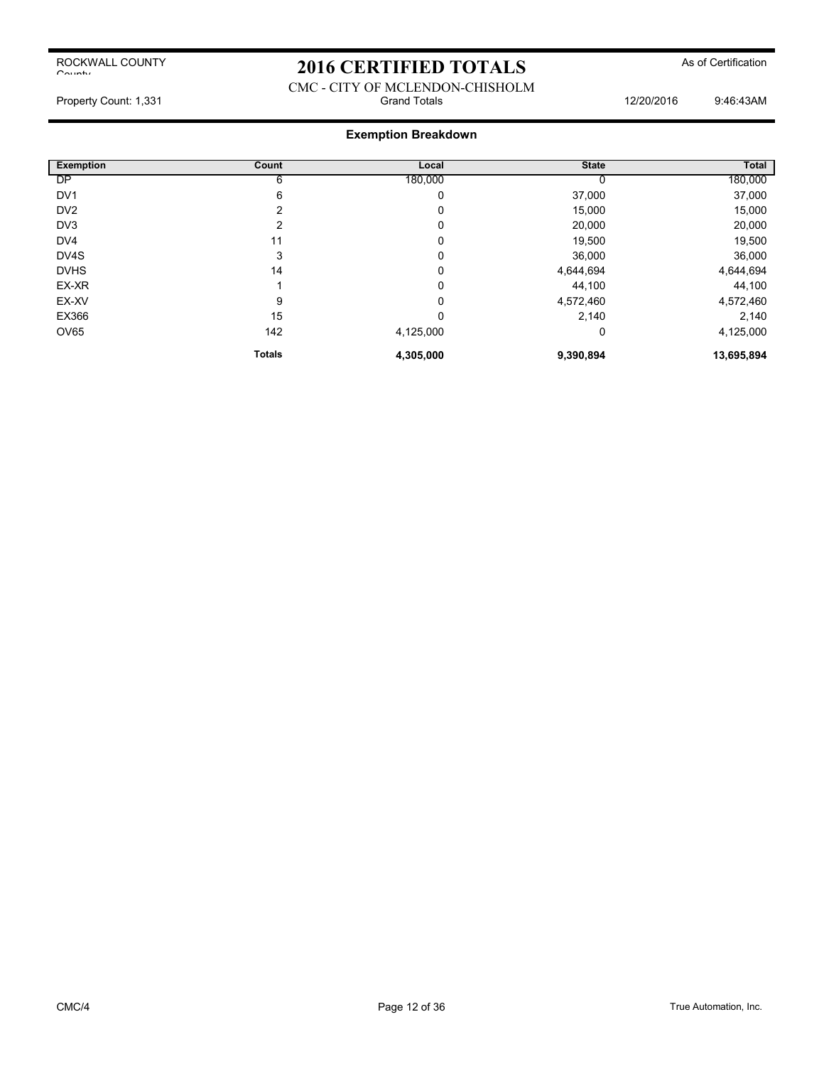ROCKWALL COUNTY
County

# 2016 CERTIFIED TOTALS

As of Certification

CMC - CITY OF MCLENDON-CHISHOLM

Property Count: 1,331 | Grand Totals | 12/20/2016 9:46:43AM

## Exemption Breakdown

| Exemption | Count | Local | State | Total |
|---|---|---|---|---|
| DP | 6 | 180,000 | 0 | 180,000 |
| DV1 | 6 | 0 | 37,000 | 37,000 |
| DV2 | 2 | 0 | 15,000 | 15,000 |
| DV3 | 2 | 0 | 20,000 | 20,000 |
| DV4 | 11 | 0 | 19,500 | 19,500 |
| DV4S | 3 | 0 | 36,000 | 36,000 |
| DVHS | 14 | 0 | 4,644,694 | 4,644,694 |
| EX-XR | 1 | 0 | 44,100 | 44,100 |
| EX-XV | 9 | 0 | 4,572,460 | 4,572,460 |
| EX366 | 15 | 0 | 2,140 | 2,140 |
| OV65 | 142 | 4,125,000 | 0 | 4,125,000 |
| | **Totals** | **4,305,000** | **9,390,894** | **13,695,894** |

CMC/4

True Automation, Inc.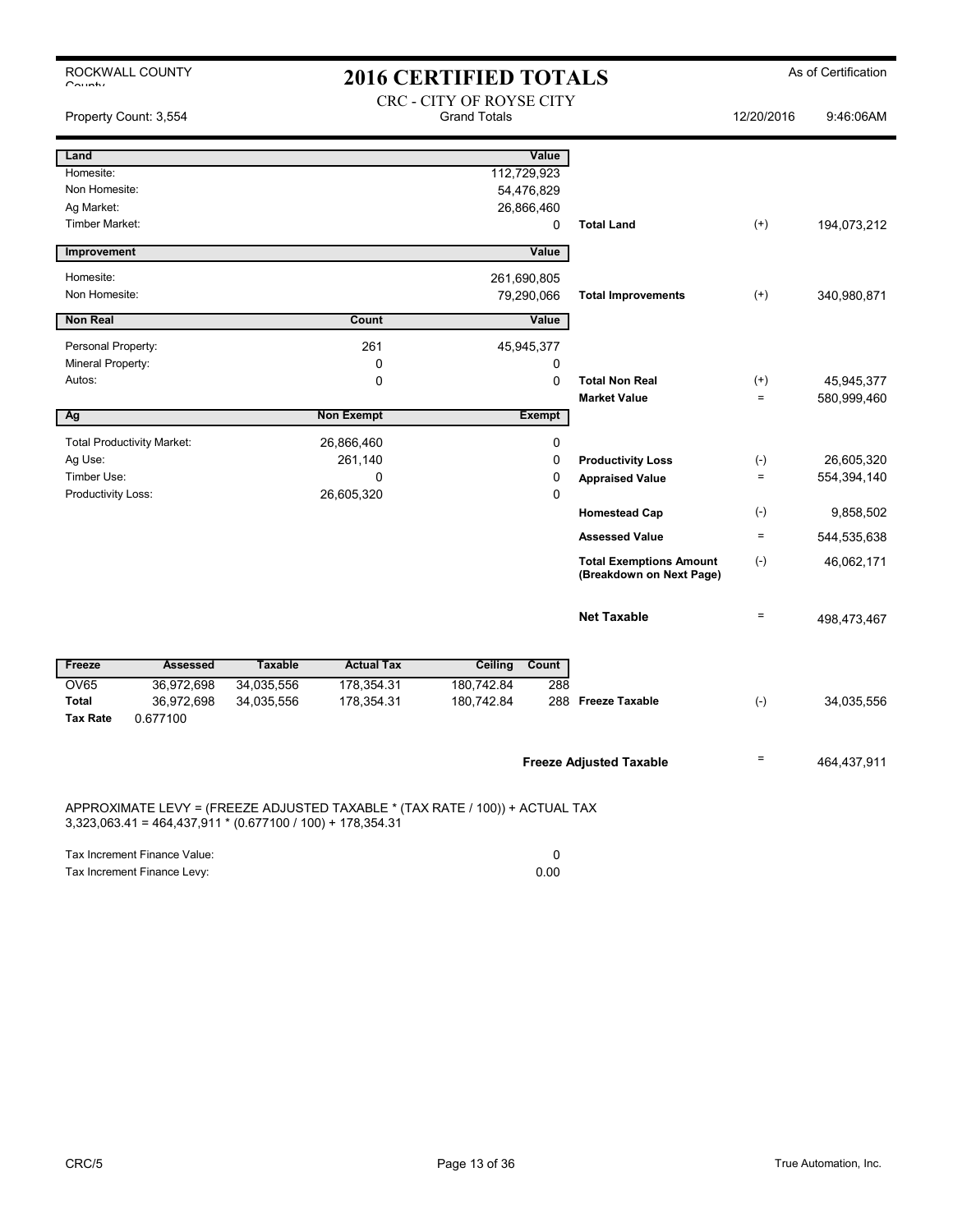ROCKWALL COUNTY

# 2016 CERTIFIED TOTALS

As of Certification

CRC - CITY OF ROYSE CITY
Grand Totals

Property Count: 3,554 — 12/20/2016 9:46:06AM

| Land | Value | | | |
|---|---|---|---|---|
| Homesite: | 112,729,923 | | | |
| Non Homesite: | 54,476,829 | | | |
| Ag Market: | 26,866,460 | | | |
| Timber Market: | 0 | **Total Land** | (+) | 194,073,212 |

| Improvement | Value | | | |
|---|---|---|---|---|
| Homesite: | 261,690,805 | | | |
| Non Homesite: | 79,290,066 | **Total Improvements** | (+) | 340,980,871 |

| Non Real | Count | Value | | | |
|---|---|---|---|---|---|
| Personal Property: | 261 | 45,945,377 | | | |
| Mineral Property: | 0 | 0 | | | |
| Autos: | 0 | 0 | **Total Non Real** | (+) | 45,945,377 |
| | | | **Market Value** | = | 580,999,460 |

| Ag | Non Exempt | Exempt | | | |
|---|---|---|---|---|---|
| Total Productivity Market: | 26,866,460 | 0 | | | |
| Ag Use: | 261,140 | 0 | **Productivity Loss** | (-) | 26,605,320 |
| Timber Use: | 0 | 0 | **Appraised Value** | = | 554,394,140 |
| Productivity Loss: | 26,605,320 | 0 | | | |
| | | | **Homestead Cap** | (-) | 9,858,502 |
| | | | **Assessed Value** | = | 544,535,638 |
| | | | **Total Exemptions Amount (Breakdown on Next Page)** | (-) | 46,062,171 |
| | | | **Net Taxable** | = | 498,473,467 |

| Freeze | Assessed | Taxable | Actual Tax | Ceiling | Count | | | |
|---|---|---|---|---|---|---|---|---|
| OV65 | 36,972,698 | 34,035,556 | 178,354.31 | 180,742.84 | 288 | | | |
| **Total** | 36,972,698 | 34,035,556 | 178,354.31 | 180,742.84 | 288 | **Freeze Taxable** | (-) | 34,035,556 |
| **Tax Rate** | 0.677100 | | | | | | | |

**Freeze Adjusted Taxable** = 464,437,911

APPROXIMATE LEVY = (FREEZE ADJUSTED TAXABLE * (TAX RATE / 100)) + ACTUAL TAX
3,323,063.41 = 464,437,911 * (0.677100 / 100) + 178,354.31

| | |
|---|---|
| Tax Increment Finance Value: | 0 |
| Tax Increment Finance Levy: | 0.00 |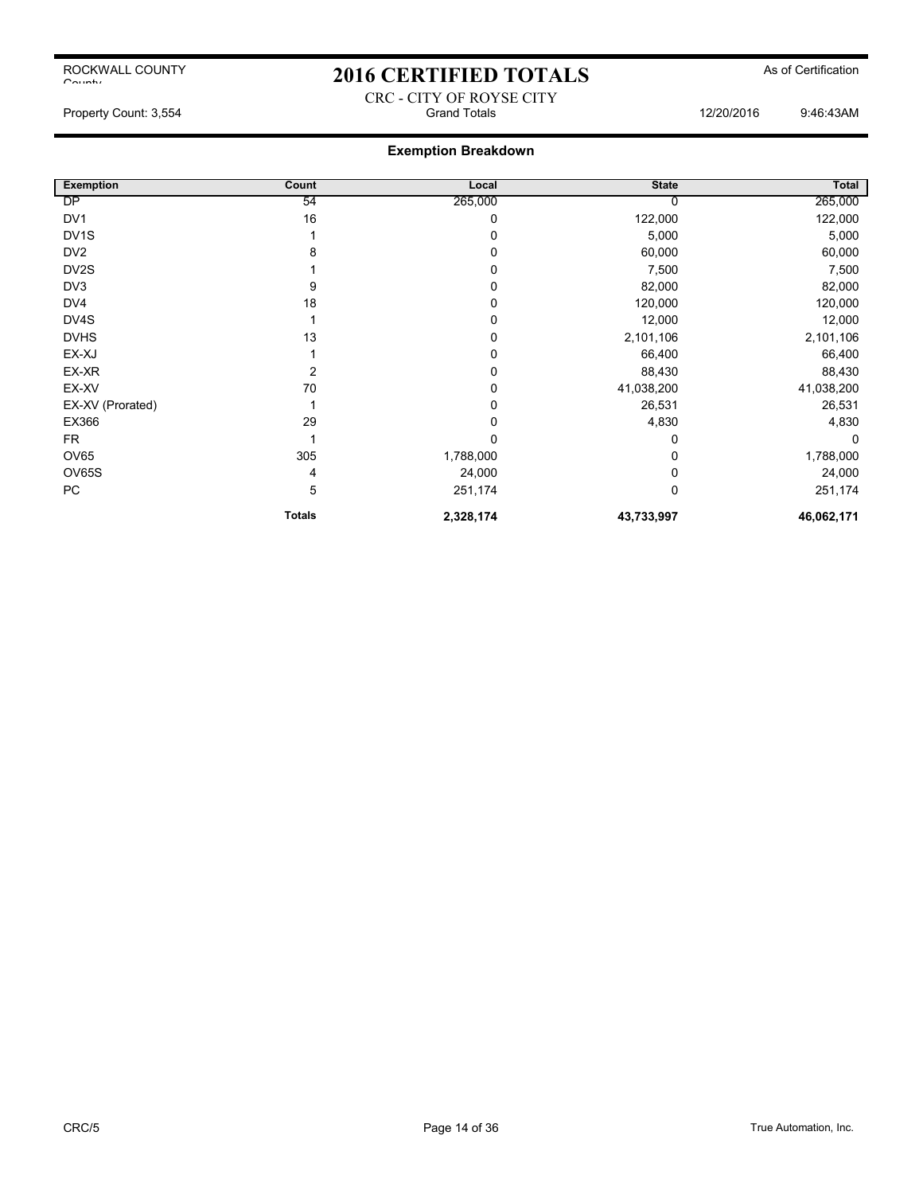# 2016 CERTIFIED TOTALS

ROCKWALL COUNTY

As of Certification

CRC - CITY OF ROYSE CITY

Property Count: 3,554 — Grand Totals — 12/20/2016 9:46:43AM

## Exemption Breakdown

| Exemption | Count | Local | State | Total |
|---|---|---|---|---|
| DP | 54 | 265,000 | 0 | 265,000 |
| DV1 | 16 | 0 | 122,000 | 122,000 |
| DV1S | 1 | 0 | 5,000 | 5,000 |
| DV2 | 8 | 0 | 60,000 | 60,000 |
| DV2S | 1 | 0 | 7,500 | 7,500 |
| DV3 | 9 | 0 | 82,000 | 82,000 |
| DV4 | 18 | 0 | 120,000 | 120,000 |
| DV4S | 1 | 0 | 12,000 | 12,000 |
| DVHS | 13 | 0 | 2,101,106 | 2,101,106 |
| EX-XJ | 1 | 0 | 66,400 | 66,400 |
| EX-XR | 2 | 0 | 88,430 | 88,430 |
| EX-XV | 70 | 0 | 41,038,200 | 41,038,200 |
| EX-XV (Prorated) | 1 | 0 | 26,531 | 26,531 |
| EX366 | 29 | 0 | 4,830 | 4,830 |
| FR | 1 | 0 | 0 | 0 |
| OV65 | 305 | 1,788,000 | 0 | 1,788,000 |
| OV65S | 4 | 24,000 | 0 | 24,000 |
| PC | 5 | 251,174 | 0 | 251,174 |
| | **Totals** | **2,328,174** | **43,733,997** | **46,062,171** |

CRC/5 — True Automation, Inc.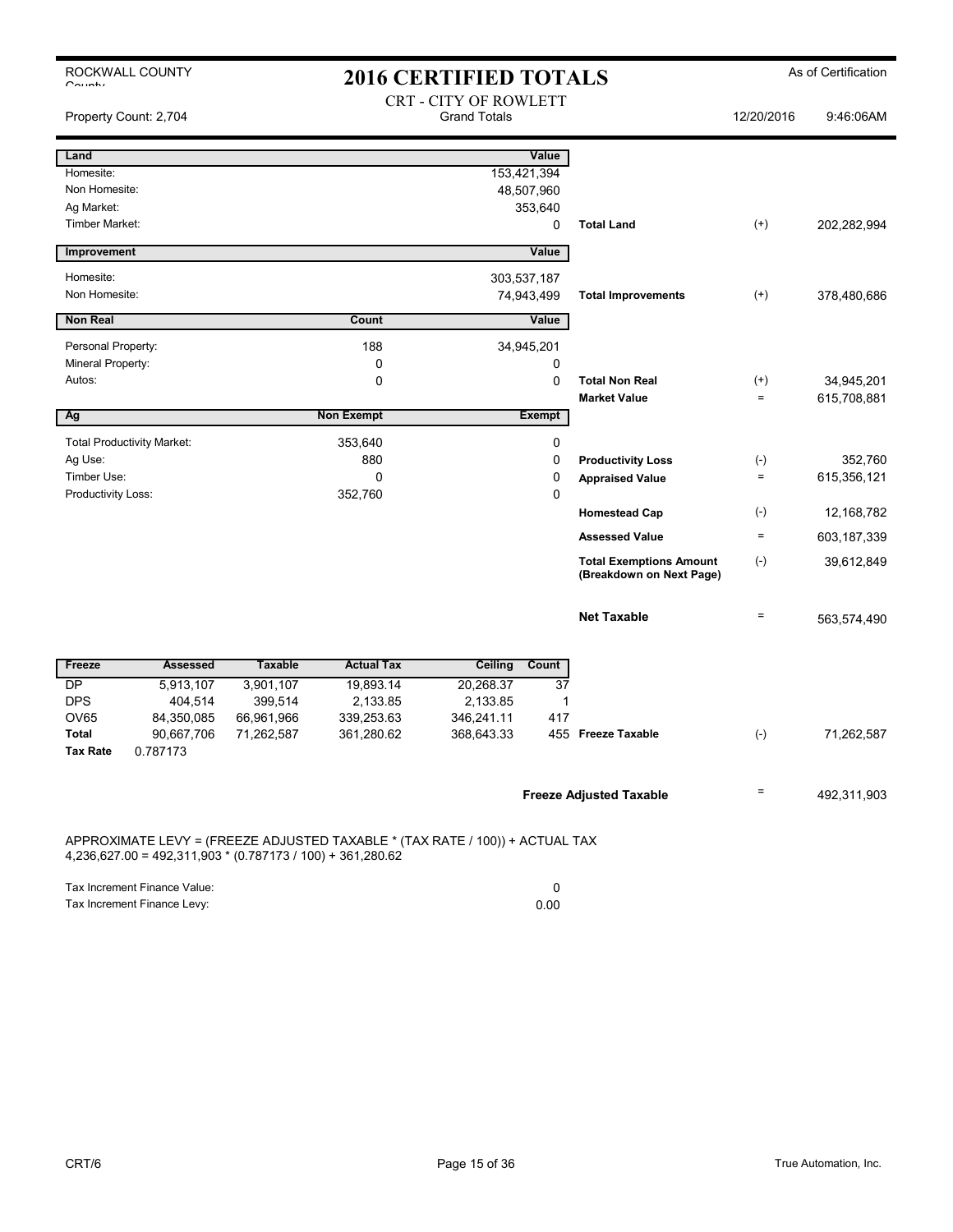ROCKWALL COUNTY

# 2016 CERTIFIED TOTALS

As of Certification

CRT - CITY OF ROWLETT
Grand Totals

Property Count: 2,704 | 12/20/2016 | 9:46:06AM

| Land | | Value | | | |
|---|---|---|---|---|---|
| Homesite: | | 153,421,394 | | | |
| Non Homesite: | | 48,507,960 | | | |
| Ag Market: | | 353,640 | | | |
| Timber Market: | | 0 | **Total Land** | (+) | 202,282,994 |

| Improvement | Value | | | |
|---|---|---|---|---|
| Homesite: | 303,537,187 | | | |
| Non Homesite: | 74,943,499 | **Total Improvements** | (+) | 378,480,686 |

| Non Real | Count | Value | | | |
|---|---|---|---|---|---|
| Personal Property: | 188 | 34,945,201 | | | |
| Mineral Property: | 0 | 0 | | | |
| Autos: | 0 | 0 | **Total Non Real** | (+) | 34,945,201 |
| | | | **Market Value** | = | 615,708,881 |

| Ag | Non Exempt | Exempt | | | |
|---|---|---|---|---|---|
| Total Productivity Market: | 353,640 | 0 | | | |
| Ag Use: | 880 | 0 | **Productivity Loss** | (-) | 352,760 |
| Timber Use: | 0 | 0 | **Appraised Value** | = | 615,356,121 |
| Productivity Loss: | 352,760 | 0 | | | |
| | | | **Homestead Cap** | (-) | 12,168,782 |
| | | | **Assessed Value** | = | 603,187,339 |
| | | | **Total Exemptions Amount (Breakdown on Next Page)** | (-) | 39,612,849 |
| | | | **Net Taxable** | = | 563,574,490 |

| Freeze | Assessed | Taxable | Actual Tax | Ceiling | Count | | | |
|---|---|---|---|---|---|---|---|---|
| DP | 5,913,107 | 3,901,107 | 19,893.14 | 20,268.37 | 37 | | | |
| DPS | 404,514 | 399,514 | 2,133.85 | 2,133.85 | 1 | | | |
| OV65 | 84,350,085 | 66,961,966 | 339,253.63 | 346,241.11 | 417 | | | |
| **Total** | 90,667,706 | 71,262,587 | 361,280.62 | 368,643.33 | 455 | **Freeze Taxable** | (-) | 71,262,587 |
| **Tax Rate** | 0.787173 | | | | | | | |

**Freeze Adjusted Taxable** = 492,311,903

APPROXIMATE LEVY = (FREEZE ADJUSTED TAXABLE * (TAX RATE / 100)) + ACTUAL TAX
4,236,627.00 = 492,311,903 * (0.787173 / 100) + 361,280.62

| | |
|---|---|
| Tax Increment Finance Value: | 0 |
| Tax Increment Finance Levy: | 0.00 |

CRT/6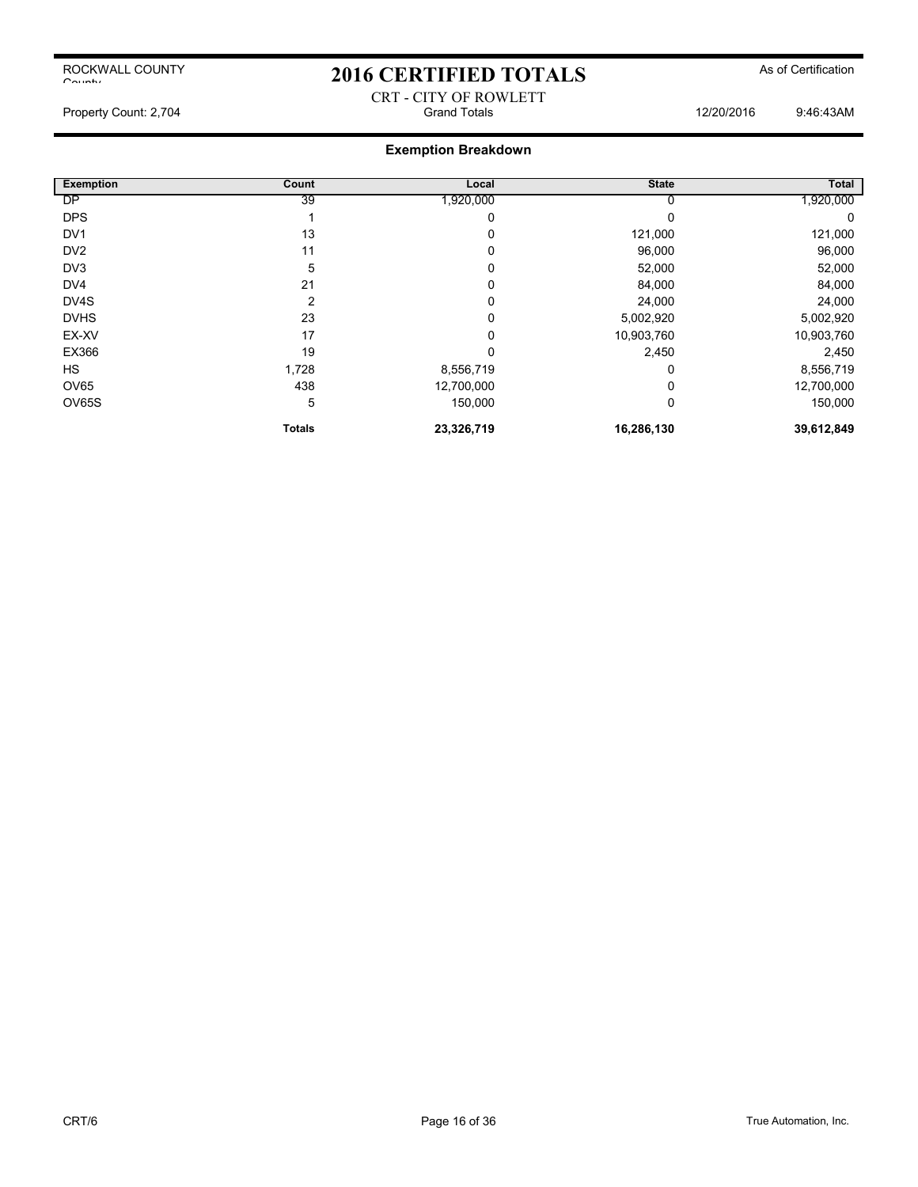ROCKWALL COUNTY
County

# 2016 CERTIFIED TOTALS

As of Certification

CRT - CITY OF ROWLETT

Property Count: 2,704 Grand Totals 12/20/2016 9:46:43AM

## Exemption Breakdown

| Exemption | Count | Local | State | Total |
|---|---|---|---|---|
| DP | 39 | 1,920,000 | 0 | 1,920,000 |
| DPS | 1 | 0 | 0 | 0 |
| DV1 | 13 | 0 | 121,000 | 121,000 |
| DV2 | 11 | 0 | 96,000 | 96,000 |
| DV3 | 5 | 0 | 52,000 | 52,000 |
| DV4 | 21 | 0 | 84,000 | 84,000 |
| DV4S | 2 | 0 | 24,000 | 24,000 |
| DVHS | 23 | 0 | 5,002,920 | 5,002,920 |
| EX-XV | 17 | 0 | 10,903,760 | 10,903,760 |
| EX366 | 19 | 0 | 2,450 | 2,450 |
| HS | 1,728 | 8,556,719 | 0 | 8,556,719 |
| OV65 | 438 | 12,700,000 | 0 | 12,700,000 |
| OV65S | 5 | 150,000 | 0 | 150,000 |
| | **Totals** | **23,326,719** | **16,286,130** | **39,612,849** |

CRT/6 True Automation, Inc.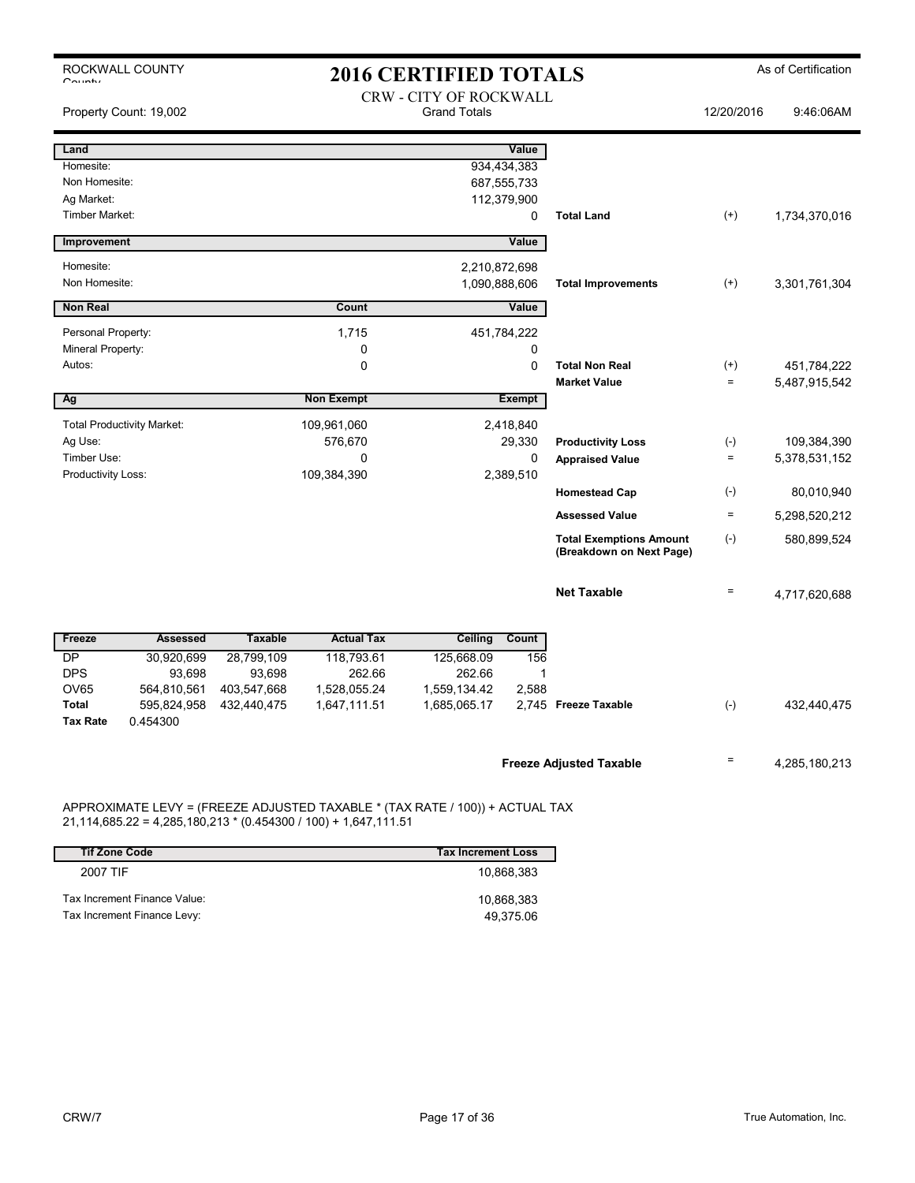ROCKWALL COUNTY

# 2016 CERTIFIED TOTALS

As of Certification

Property Count: 19,002

CRW - CITY OF ROCKWALL
Grand Totals

12/20/2016 9:46:06AM

| Land | | Value | | | |
|---|---|---|---|---|---|
| Homesite: | | 934,434,383 | | | |
| Non Homesite: | | 687,555,733 | | | |
| Ag Market: | | 112,379,900 | | | |
| Timber Market: | | 0 | Total Land | (+) | 1,734,370,016 |

| Improvement | | Value | | | |
|---|---|---|---|---|---|
| Homesite: | | 2,210,872,698 | | | |
| Non Homesite: | | 1,090,888,606 | Total Improvements | (+) | 3,301,761,304 |

| Non Real | Count | Value | | | |
|---|---|---|---|---|---|
| Personal Property: | 1,715 | 451,784,222 | | | |
| Mineral Property: | 0 | 0 | | | |
| Autos: | 0 | 0 | Total Non Real | (+) | 451,784,222 |
| | | | Market Value | = | 5,487,915,542 |

| Ag | Non Exempt | Exempt | | | |
|---|---|---|---|---|---|
| Total Productivity Market: | 109,961,060 | 2,418,840 | | | |
| Ag Use: | 576,670 | 29,330 | Productivity Loss | (-) | 109,384,390 |
| Timber Use: | 0 | 0 | Appraised Value | = | 5,378,531,152 |
| Productivity Loss: | 109,384,390 | 2,389,510 | | | |
| | | | Homestead Cap | (-) | 80,010,940 |
| | | | Assessed Value | = | 5,298,520,212 |
| | | | Total Exemptions Amount (Breakdown on Next Page) | (-) | 580,899,524 |
| | | | Net Taxable | = | 4,717,620,688 |

| Freeze | Assessed | Taxable | Actual Tax | Ceiling | Count | | | |
|---|---|---|---|---|---|---|---|---|
| DP | 30,920,699 | 28,799,109 | 118,793.61 | 125,668.09 | 156 | | | |
| DPS | 93,698 | 93,698 | 262.66 | 262.66 | 1 | | | |
| OV65 | 564,810,561 | 403,547,668 | 1,528,055.24 | 1,559,134.42 | 2,588 | | | |
| Total | 595,824,958 | 432,440,475 | 1,647,111.51 | 1,685,065.17 | 2,745 | Freeze Taxable | (-) | 432,440,475 |
| Tax Rate | 0.454300 | | | | | | | |

Freeze Adjusted Taxable = 4,285,180,213

APPROXIMATE LEVY = (FREEZE ADJUSTED TAXABLE * (TAX RATE / 100)) + ACTUAL TAX
21,114,685.22 = 4,285,180,213 * (0.454300 / 100) + 1,647,111.51

| Tif Zone Code | Tax Increment Loss |
|---|---|
| 2007 TIF | 10,868,383 |
| Tax Increment Finance Value: | 10,868,383 |
| Tax Increment Finance Levy: | 49,375.06 |

CRW/7

True Automation, Inc.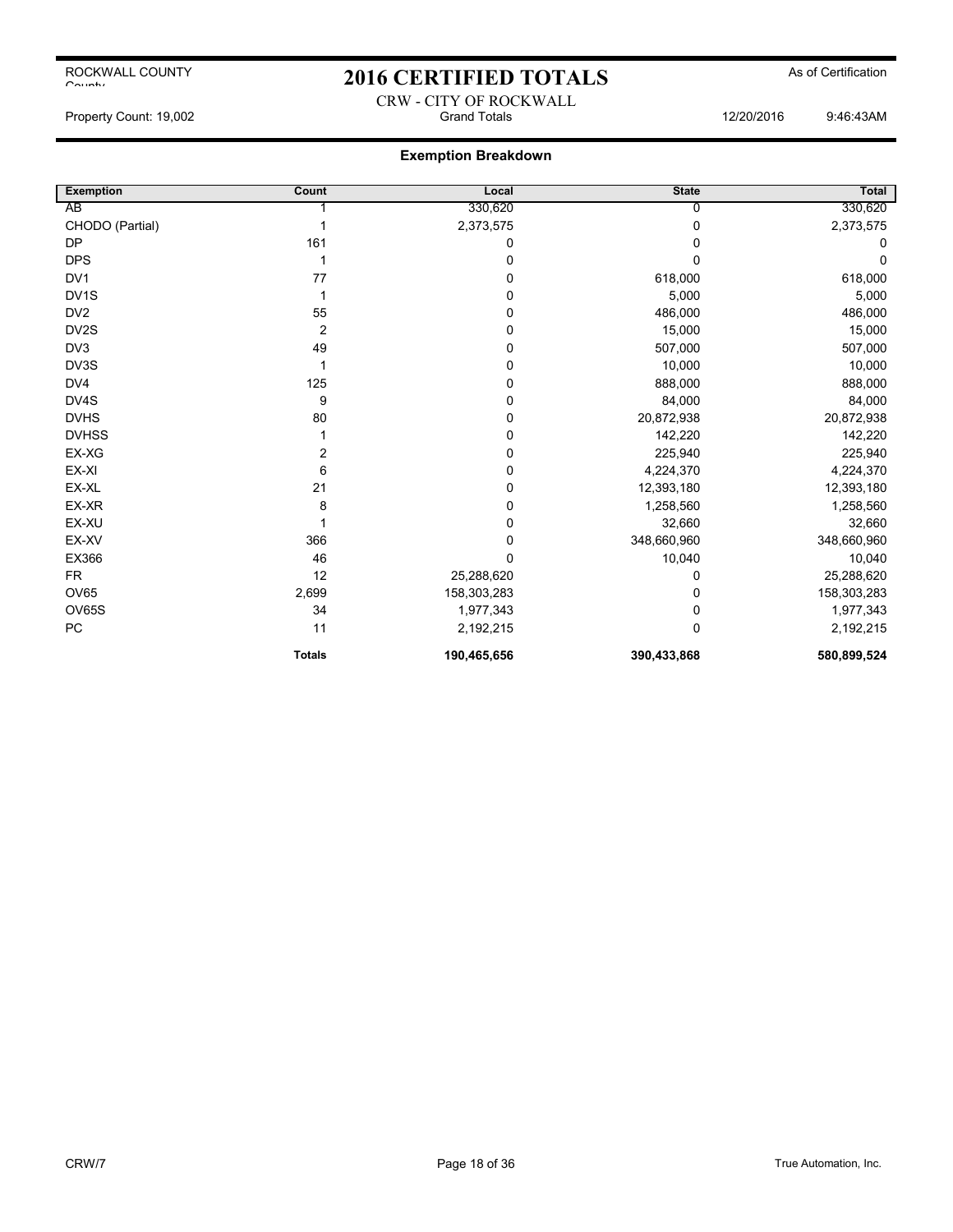# 2016 CERTIFIED TOTALS

ROCKWALL COUNTY

As of Certification

CRW - CITY OF ROCKWALL

Property Count: 19,002 — Grand Totals — 12/20/2016 9:46:43AM

## Exemption Breakdown

| Exemption | Count | Local | State | Total |
|---|---|---|---|---|
| AB | 1 | 330,620 | 0 | 330,620 |
| CHODO (Partial) | 1 | 2,373,575 | 0 | 2,373,575 |
| DP | 161 | 0 | 0 | 0 |
| DPS | 1 | 0 | 0 | 0 |
| DV1 | 77 | 0 | 618,000 | 618,000 |
| DV1S | 1 | 0 | 5,000 | 5,000 |
| DV2 | 55 | 0 | 486,000 | 486,000 |
| DV2S | 2 | 0 | 15,000 | 15,000 |
| DV3 | 49 | 0 | 507,000 | 507,000 |
| DV3S | 1 | 0 | 10,000 | 10,000 |
| DV4 | 125 | 0 | 888,000 | 888,000 |
| DV4S | 9 | 0 | 84,000 | 84,000 |
| DVHS | 80 | 0 | 20,872,938 | 20,872,938 |
| DVHSS | 1 | 0 | 142,220 | 142,220 |
| EX-XG | 2 | 0 | 225,940 | 225,940 |
| EX-XI | 6 | 0 | 4,224,370 | 4,224,370 |
| EX-XL | 21 | 0 | 12,393,180 | 12,393,180 |
| EX-XR | 8 | 0 | 1,258,560 | 1,258,560 |
| EX-XU | 1 | 0 | 32,660 | 32,660 |
| EX-XV | 366 | 0 | 348,660,960 | 348,660,960 |
| EX366 | 46 | 0 | 10,040 | 10,040 |
| FR | 12 | 25,288,620 | 0 | 25,288,620 |
| OV65 | 2,699 | 158,303,283 | 0 | 158,303,283 |
| OV65S | 34 | 1,977,343 | 0 | 1,977,343 |
| PC | 11 | 2,192,215 | 0 | 2,192,215 |
| | **Totals** | **190,465,656** | **390,433,868** | **580,899,524** |

CRW/7

True Automation, Inc.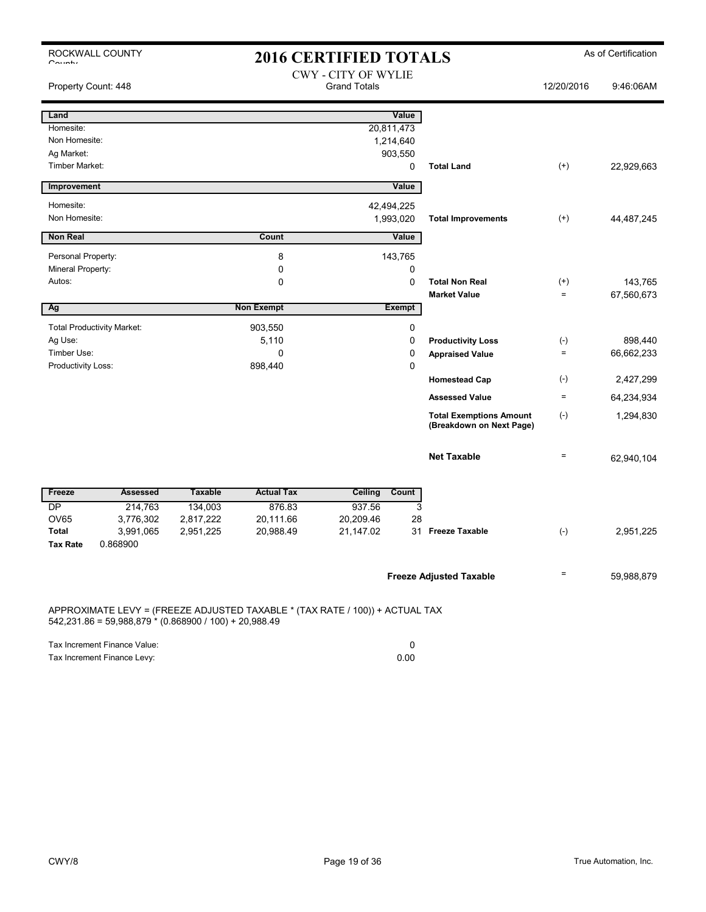ROCKWALL COUNTY

# 2016 CERTIFIED TOTALS

As of Certification

CWY - CITY OF WYLIE
Grand Totals

Property Count: 448 — 12/20/2016 9:46:06AM

| Land | | Value | | | |
|---|---|---|---|---|---|
| Homesite: | | 20,811,473 | | | |
| Non Homesite: | | 1,214,640 | | | |
| Ag Market: | | 903,550 | | | |
| Timber Market: | | 0 | Total Land | (+) | 22,929,663 |

| Improvement | | Value | | | |
|---|---|---|---|---|---|
| Homesite: | | 42,494,225 | | | |
| Non Homesite: | | 1,993,020 | Total Improvements | (+) | 44,487,245 |

| Non Real | Count | Value | | | |
|---|---|---|---|---|---|
| Personal Property: | 8 | 143,765 | | | |
| Mineral Property: | 0 | 0 | | | |
| Autos: | 0 | 0 | Total Non Real | (+) | 143,765 |
| | | | Market Value | = | 67,560,673 |

| Ag | Non Exempt | Exempt | | | |
|---|---|---|---|---|---|
| Total Productivity Market: | 903,550 | 0 | | | |
| Ag Use: | 5,110 | 0 | Productivity Loss | (-) | 898,440 |
| Timber Use: | 0 | 0 | Appraised Value | = | 66,662,233 |
| Productivity Loss: | 898,440 | 0 | | | |
| | | | Homestead Cap | (-) | 2,427,299 |
| | | | Assessed Value | = | 64,234,934 |
| | | | Total Exemptions Amount (Breakdown on Next Page) | (-) | 1,294,830 |
| | | | Net Taxable | = | 62,940,104 |

| Freeze | Assessed | Taxable | Actual Tax | Ceiling | Count |
|---|---|---|---|---|---|
| DP | 214,763 | 134,003 | 876.83 | 937.56 | 3 |
| OV65 | 3,776,302 | 2,817,222 | 20,111.66 | 20,209.46 | 28 |
| Total | 3,991,065 | 2,951,225 | 20,988.49 | 21,147.02 | 31 |
| Tax Rate | 0.868900 | | | | |

| | | |
|---|---|---|
| Freeze Taxable | (-) | 2,951,225 |
| Freeze Adjusted Taxable | = | 59,988,879 |

APPROXIMATE LEVY = (FREEZE ADJUSTED TAXABLE * (TAX RATE / 100)) + ACTUAL TAX
542,231.86 = 59,988,879 * (0.868900 / 100) + 20,988.49

| | |
|---|---|
| Tax Increment Finance Value: | 0 |
| Tax Increment Finance Levy: | 0.00 |

CWY/8 — True Automation, Inc.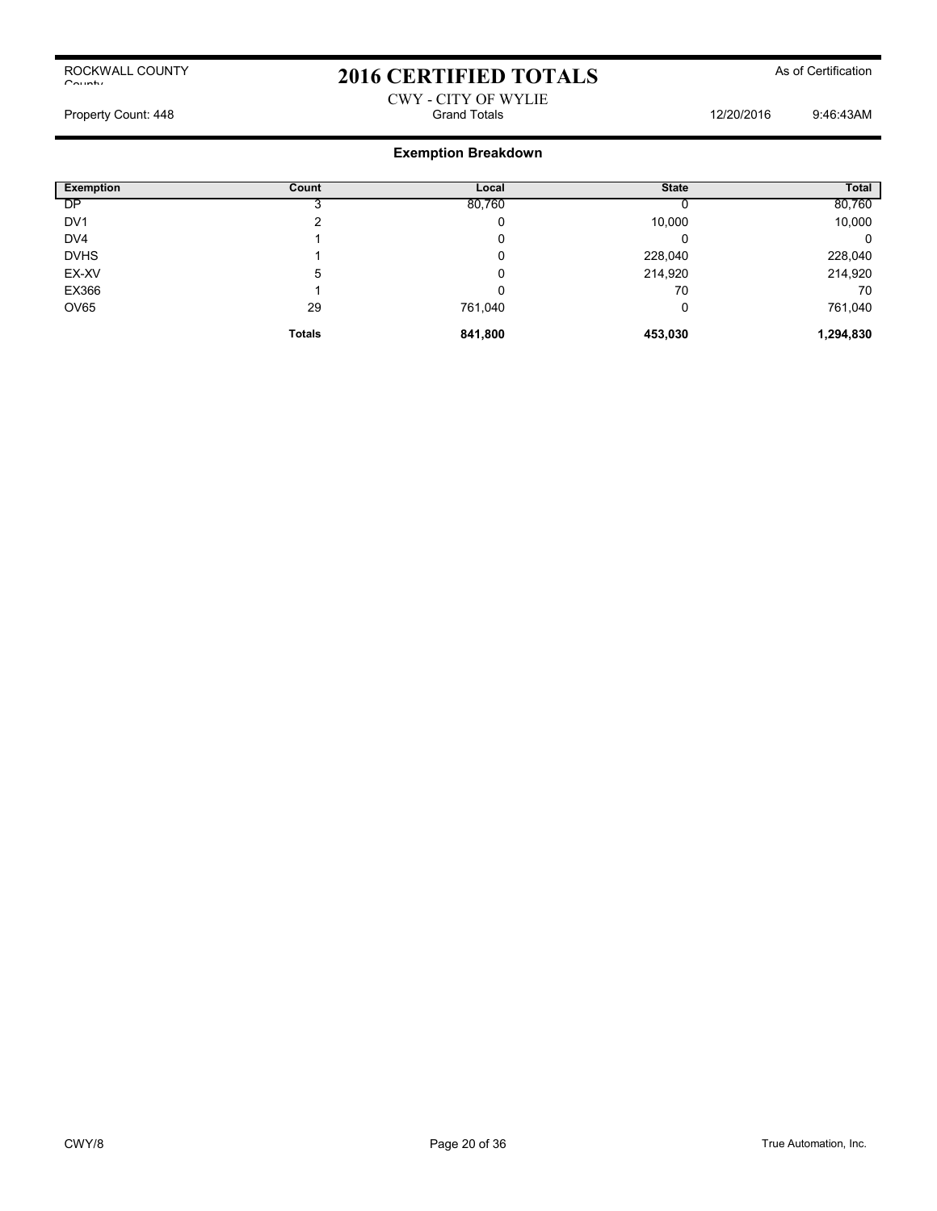ROCKWALL COUNTY

# 2016 CERTIFIED TOTALS

As of Certification

CWY - CITY OF WYLIE

Property Count: 448 | Grand Totals | 12/20/2016 9:46:43AM

## Exemption Breakdown

| Exemption | Count | Local | State | Total |
|---|---|---|---|---|
| DP | 3 | 80,760 | 0 | 80,760 |
| DV1 | 2 | 0 | 10,000 | 10,000 |
| DV4 | 1 | 0 | 0 | 0 |
| DVHS | 1 | 0 | 228,040 | 228,040 |
| EX-XV | 5 | 0 | 214,920 | 214,920 |
| EX366 | 1 | 0 | 70 | 70 |
| OV65 | 29 | 761,040 | 0 | 761,040 |
| | **Totals** | **841,800** | **453,030** | **1,294,830** |

CWY/8

True Automation, Inc.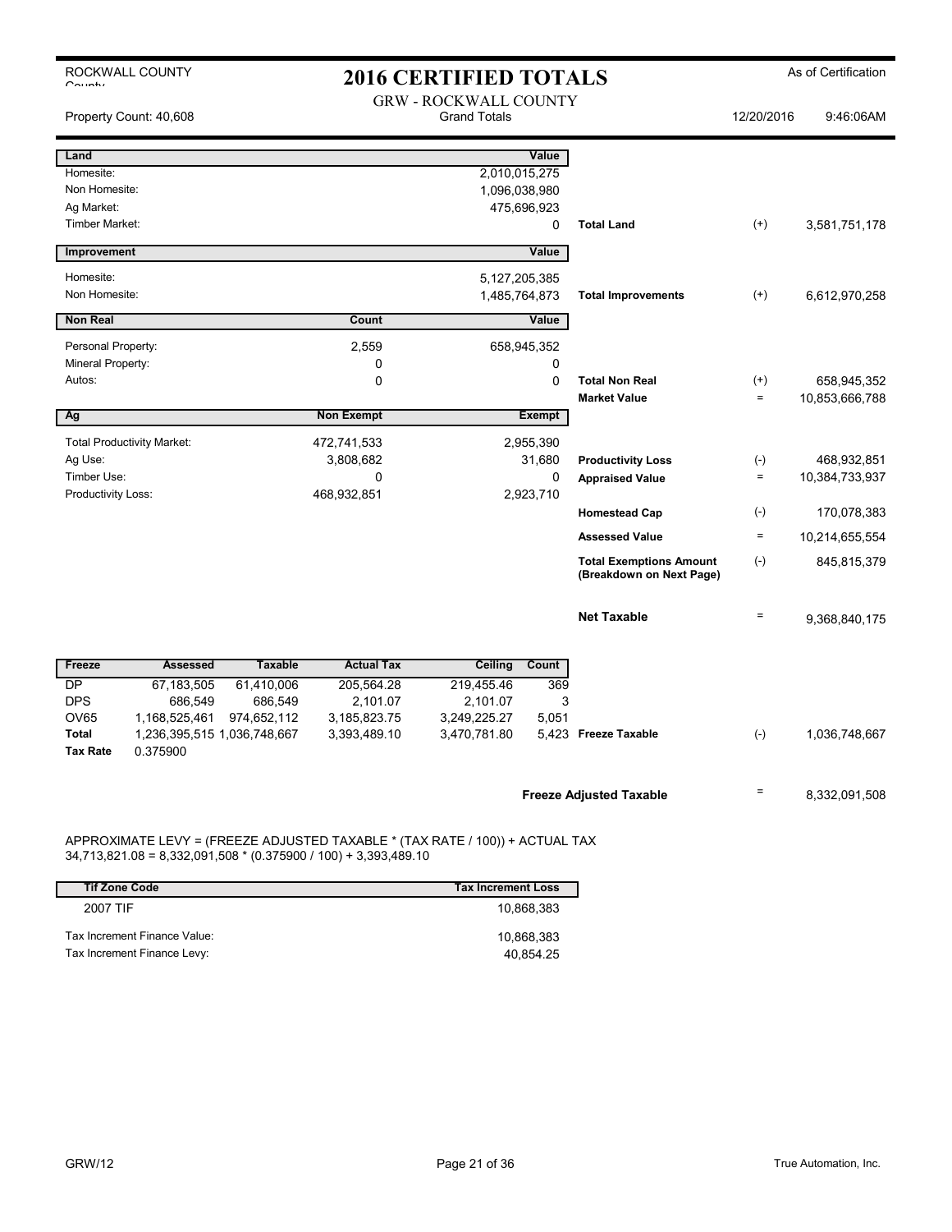ROCKWALL COUNTY

# 2016 CERTIFIED TOTALS

As of Certification

Property Count: 40,608

GRW - ROCKWALL COUNTY
Grand Totals

12/20/2016 9:46:06AM

| Land | | Value | | | |
|---|---|---|---|---|---|
| Homesite: | | 2,010,015,275 | | | |
| Non Homesite: | | 1,096,038,980 | | | |
| Ag Market: | | 475,696,923 | | | |
| Timber Market: | | 0 | Total Land | (+) | 3,581,751,178 |

| Improvement | | Value | | | |
|---|---|---|---|---|---|
| Homesite: | | 5,127,205,385 | | | |
| Non Homesite: | | 1,485,764,873 | Total Improvements | (+) | 6,612,970,258 |

| Non Real | Count | Value | | | |
|---|---|---|---|---|---|
| Personal Property: | 2,559 | 658,945,352 | | | |
| Mineral Property: | 0 | 0 | | | |
| Autos: | 0 | 0 | Total Non Real | (+) | 658,945,352 |
| | | | Market Value | = | 10,853,666,788 |

| Ag | Non Exempt | Exempt | | | |
|---|---|---|---|---|---|
| Total Productivity Market: | 472,741,533 | 2,955,390 | | | |
| Ag Use: | 3,808,682 | 31,680 | Productivity Loss | (-) | 468,932,851 |
| Timber Use: | 0 | 0 | Appraised Value | = | 10,384,733,937 |
| Productivity Loss: | 468,932,851 | 2,923,710 | | | |
| | | | Homestead Cap | (-) | 170,078,383 |
| | | | Assessed Value | = | 10,214,655,554 |
| | | | Total Exemptions Amount (Breakdown on Next Page) | (-) | 845,815,379 |
| | | | Net Taxable | = | 9,368,840,175 |

| Freeze | Assessed | Taxable | Actual Tax | Ceiling | Count | | | |
|---|---|---|---|---|---|---|---|---|
| DP | 67,183,505 | 61,410,006 | 205,564.28 | 219,455.46 | 369 | | | |
| DPS | 686,549 | 686,549 | 2,101.07 | 2,101.07 | 3 | | | |
| OV65 | 1,168,525,461 | 974,652,112 | 3,185,823.75 | 3,249,225.27 | 5,051 | | | |
| **Total** | 1,236,395,515 | 1,036,748,667 | 3,393,489.10 | 3,470,781.80 | 5,423 | Freeze Taxable | (-) | 1,036,748,667 |
| **Tax Rate** | 0.375900 | | | | | | | |

**Freeze Adjusted Taxable** = 8,332,091,508

APPROXIMATE LEVY = (FREEZE ADJUSTED TAXABLE * (TAX RATE / 100)) + ACTUAL TAX
34,713,821.08 = 8,332,091,508 * (0.375900 / 100) + 3,393,489.10

| Tif Zone Code | Tax Increment Loss |
|---|---|
| 2007 TIF | 10,868,383 |
| Tax Increment Finance Value: | 10,868,383 |
| Tax Increment Finance Levy: | 40,854.25 |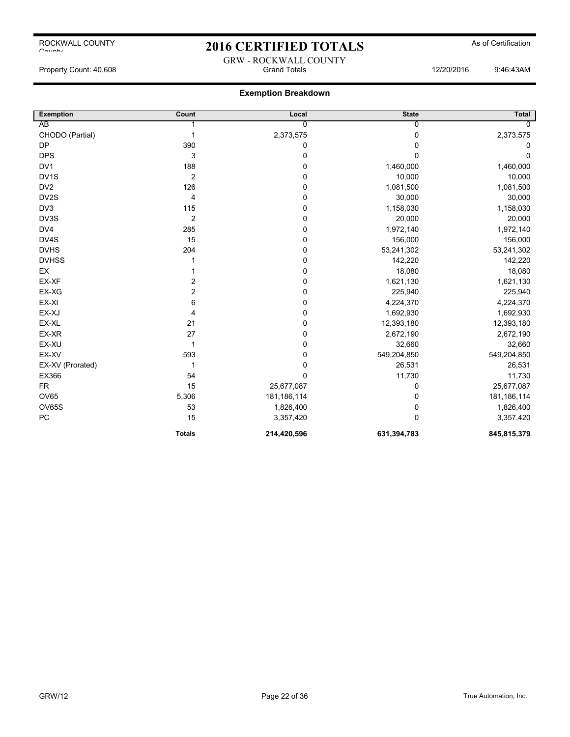# 2016 CERTIFIED TOTALS

ROCKWALL COUNTY

As of Certification

GRW - ROCKWALL COUNTY

Grand Totals

Property Count: 40,608

12/20/2016 9:46:43AM

## Exemption Breakdown

| Exemption | Count | Local | State | Total |
|---|---|---|---|---|
| AB | 1 | 0 | 0 | 0 |
| CHODO (Partial) | 1 | 2,373,575 | 0 | 2,373,575 |
| DP | 390 | 0 | 0 | 0 |
| DPS | 3 | 0 | 0 | 0 |
| DV1 | 188 | 0 | 1,460,000 | 1,460,000 |
| DV1S | 2 | 0 | 10,000 | 10,000 |
| DV2 | 126 | 0 | 1,081,500 | 1,081,500 |
| DV2S | 4 | 0 | 30,000 | 30,000 |
| DV3 | 115 | 0 | 1,158,030 | 1,158,030 |
| DV3S | 2 | 0 | 20,000 | 20,000 |
| DV4 | 285 | 0 | 1,972,140 | 1,972,140 |
| DV4S | 15 | 0 | 156,000 | 156,000 |
| DVHS | 204 | 0 | 53,241,302 | 53,241,302 |
| DVHSS | 1 | 0 | 142,220 | 142,220 |
| EX | 1 | 0 | 18,080 | 18,080 |
| EX-XF | 2 | 0 | 1,621,130 | 1,621,130 |
| EX-XG | 2 | 0 | 225,940 | 225,940 |
| EX-XI | 6 | 0 | 4,224,370 | 4,224,370 |
| EX-XJ | 4 | 0 | 1,692,930 | 1,692,930 |
| EX-XL | 21 | 0 | 12,393,180 | 12,393,180 |
| EX-XR | 27 | 0 | 2,672,190 | 2,672,190 |
| EX-XU | 1 | 0 | 32,660 | 32,660 |
| EX-XV | 593 | 0 | 549,204,850 | 549,204,850 |
| EX-XV (Prorated) | 1 | 0 | 26,531 | 26,531 |
| EX366 | 54 | 0 | 11,730 | 11,730 |
| FR | 15 | 25,677,087 | 0 | 25,677,087 |
| OV65 | 5,306 | 181,186,114 | 0 | 181,186,114 |
| OV65S | 53 | 1,826,400 | 0 | 1,826,400 |
| PC | 15 | 3,357,420 | 0 | 3,357,420 |
| | **Totals** | **214,420,596** | **631,394,783** | **845,815,379** |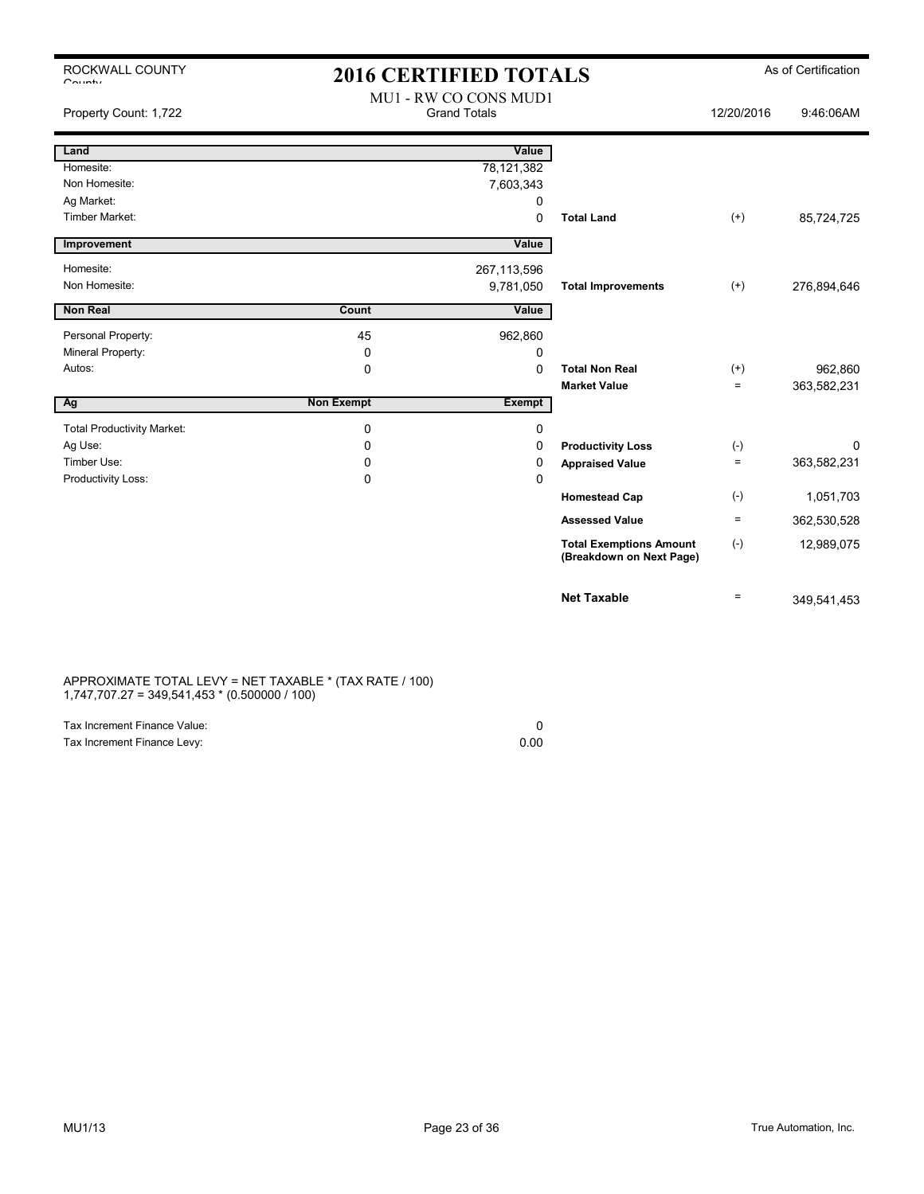ROCKWALL COUNTY

# 2016 CERTIFIED TOTALS

As of Certification

MU1 - RW CO CONS MUD1
Grand Totals

Property Count: 1,722 — 12/20/2016 9:46:06AM

| Land | | Value | | | |
|---|---|---|---|---|---|
| Homesite: | | 78,121,382 | | | |
| Non Homesite: | | 7,603,343 | | | |
| Ag Market: | | 0 | | | |
| Timber Market: | | 0 | **Total Land** | (+) | 85,724,725 |

| Improvement | | Value | | | |
|---|---|---|---|---|---|
| Homesite: | | 267,113,596 | | | |
| Non Homesite: | | 9,781,050 | **Total Improvements** | (+) | 276,894,646 |

| Non Real | Count | Value | | | |
|---|---|---|---|---|---|
| Personal Property: | 45 | 962,860 | | | |
| Mineral Property: | 0 | 0 | | | |
| Autos: | 0 | 0 | **Total Non Real** | (+) | 962,860 |
| | | | **Market Value** | = | 363,582,231 |

| Ag | Non Exempt | Exempt | | | |
|---|---|---|---|---|---|
| Total Productivity Market: | 0 | 0 | | | |
| Ag Use: | 0 | 0 | **Productivity Loss** | (-) | 0 |
| Timber Use: | 0 | 0 | **Appraised Value** | = | 363,582,231 |
| Productivity Loss: | 0 | 0 | | | |
| | | | **Homestead Cap** | (-) | 1,051,703 |
| | | | **Assessed Value** | = | 362,530,528 |
| | | | **Total Exemptions Amount (Breakdown on Next Page)** | (-) | 12,989,075 |
| | | | **Net Taxable** | = | 349,541,453 |

APPROXIMATE TOTAL LEVY = NET TAXABLE * (TAX RATE / 100)
1,747,707.27 = 349,541,453 * (0.500000 / 100)

| | |
|---|---|
| Tax Increment Finance Value: | 0 |
| Tax Increment Finance Levy: | 0.00 |

MU1/13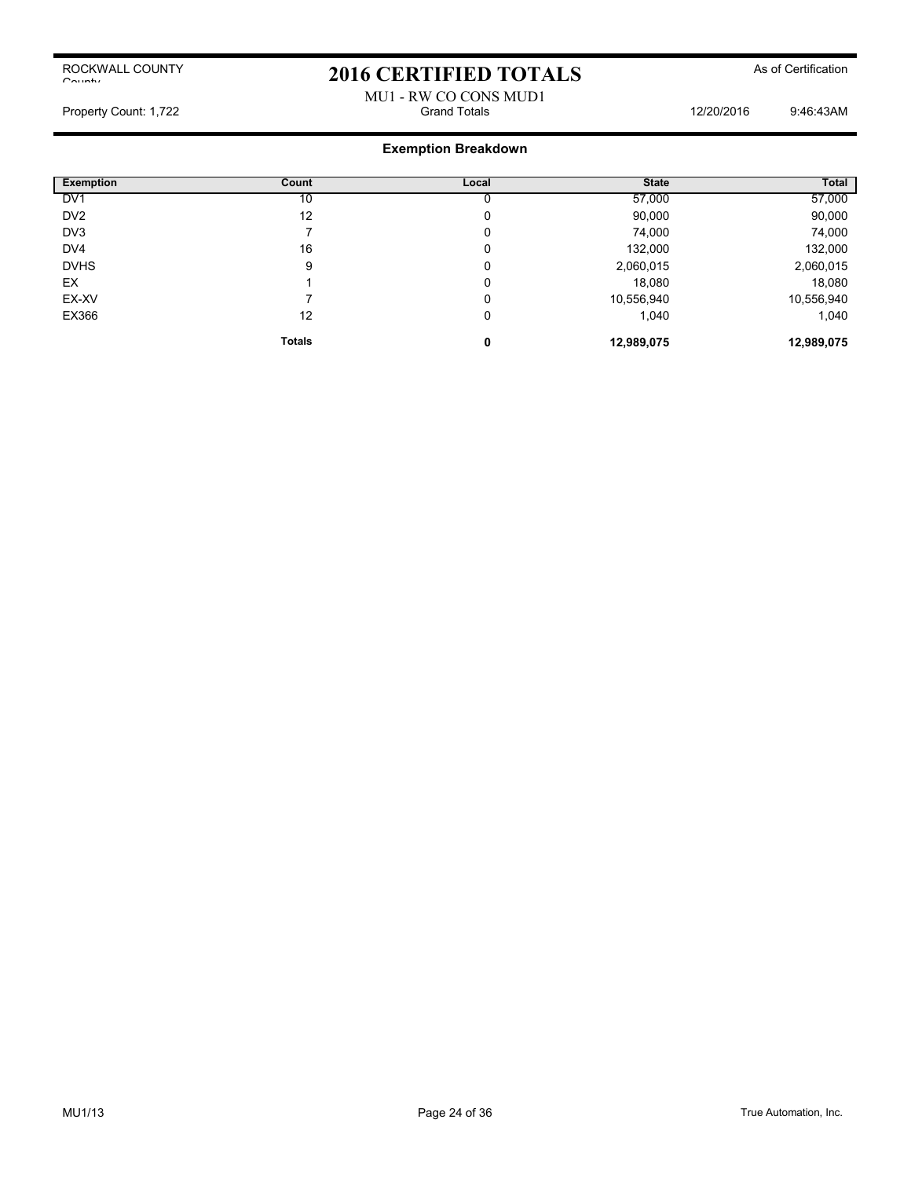# 2016 CERTIFIED TOTALS

ROCKWALL COUNTY

As of Certification

MU1 - RW CO CONS MUD1

Property Count: 1,722 | Grand Totals | 12/20/2016 9:46:43AM

## Exemption Breakdown

| Exemption | Count | Local | State | Total |
|---|---|---|---|---|
| DV1 | 10 | 0 | 57,000 | 57,000 |
| DV2 | 12 | 0 | 90,000 | 90,000 |
| DV3 | 7 | 0 | 74,000 | 74,000 |
| DV4 | 16 | 0 | 132,000 | 132,000 |
| DVHS | 9 | 0 | 2,060,015 | 2,060,015 |
| EX | 1 | 0 | 18,080 | 18,080 |
| EX-XV | 7 | 0 | 10,556,940 | 10,556,940 |
| EX366 | 12 | 0 | 1,040 | 1,040 |
| | **Totals** | **0** | **12,989,075** | **12,989,075** |

MU1/13

True Automation, Inc.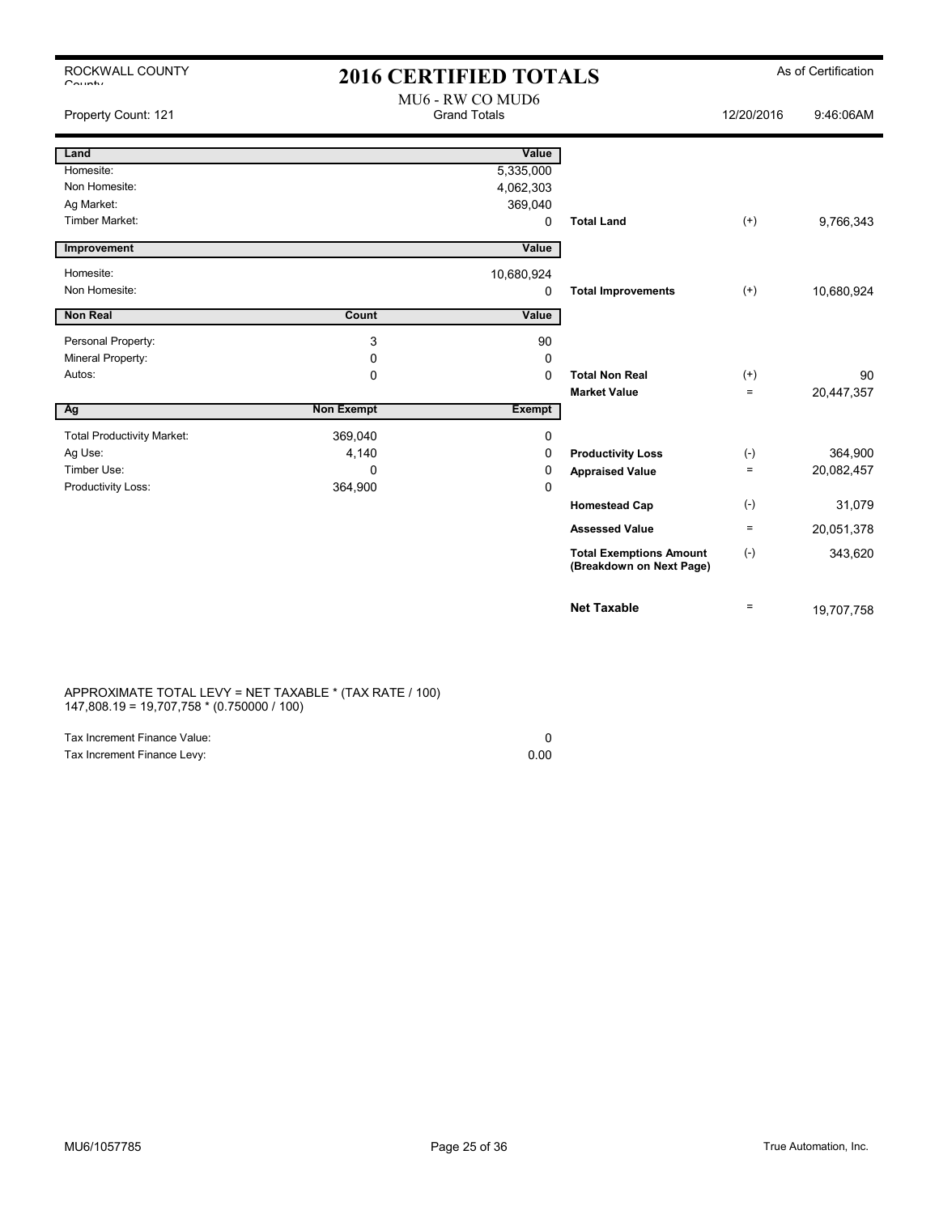ROCKWALL COUNTY

# 2016 CERTIFIED TOTALS

As of Certification

MU6 - RW CO MUD6
Grand Totals

Property Count: 121 | 12/20/2016 9:46:06AM

| Land | | Value | | | |
|---|---|---|---|---|---|
| Homesite: | | 5,335,000 | | | |
| Non Homesite: | | 4,062,303 | | | |
| Ag Market: | | 369,040 | | | |
| Timber Market: | | 0 | **Total Land** | (+) | 9,766,343 |

| Improvement | | Value | | | |
|---|---|---|---|---|---|
| Homesite: | | 10,680,924 | | | |
| Non Homesite: | | 0 | **Total Improvements** | (+) | 10,680,924 |

| Non Real | Count | Value | | | |
|---|---|---|---|---|---|
| Personal Property: | 3 | 90 | | | |
| Mineral Property: | 0 | 0 | | | |
| Autos: | 0 | 0 | **Total Non Real** | (+) | 90 |
| | | | **Market Value** | = | 20,447,357 |

| Ag | Non Exempt | Exempt | | | |
|---|---|---|---|---|---|
| Total Productivity Market: | 369,040 | 0 | | | |
| Ag Use: | 4,140 | 0 | **Productivity Loss** | (-) | 364,900 |
| Timber Use: | 0 | 0 | **Appraised Value** | = | 20,082,457 |
| Productivity Loss: | 364,900 | 0 | | | |
| | | | **Homestead Cap** | (-) | 31,079 |
| | | | **Assessed Value** | = | 20,051,378 |
| | | | **Total Exemptions Amount (Breakdown on Next Page)** | (-) | 343,620 |
| | | | **Net Taxable** | = | 19,707,758 |

APPROXIMATE TOTAL LEVY = NET TAXABLE * (TAX RATE / 100)
147,808.19 = 19,707,758 * (0.750000 / 100)

| | |
|---|---|
| Tax Increment Finance Value: | 0 |
| Tax Increment Finance Levy: | 0.00 |

MU6/1057785 | True Automation, Inc.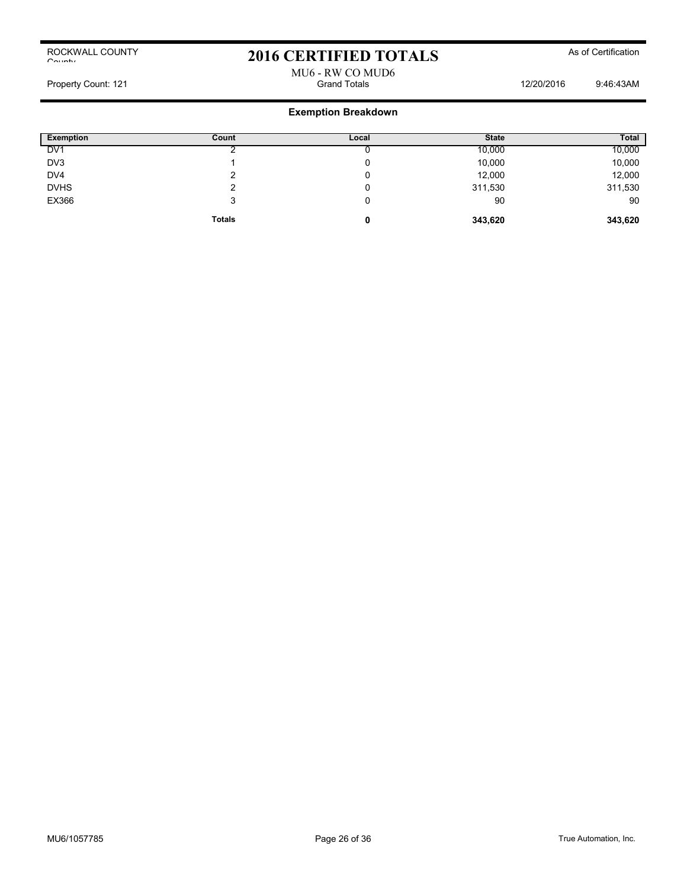# 2016 CERTIFIED TOTALS

ROCKWALL COUNTY
County

As of Certification

MU6 - RW CO MUD6

Property Count: 121 | Grand Totals | 12/20/2016 9:46:43AM

## Exemption Breakdown

| Exemption | Count | Local | State | Total |
|---|---|---|---|---|
| DV1 | 2 | 0 | 10,000 | 10,000 |
| DV3 | 1 | 0 | 10,000 | 10,000 |
| DV4 | 2 | 0 | 12,000 | 12,000 |
| DVHS | 2 | 0 | 311,530 | 311,530 |
| EX366 | 3 | 0 | 90 | 90 |
| | **Totals** | **0** | **343,620** | **343,620** |

MU6/1057785

True Automation, Inc.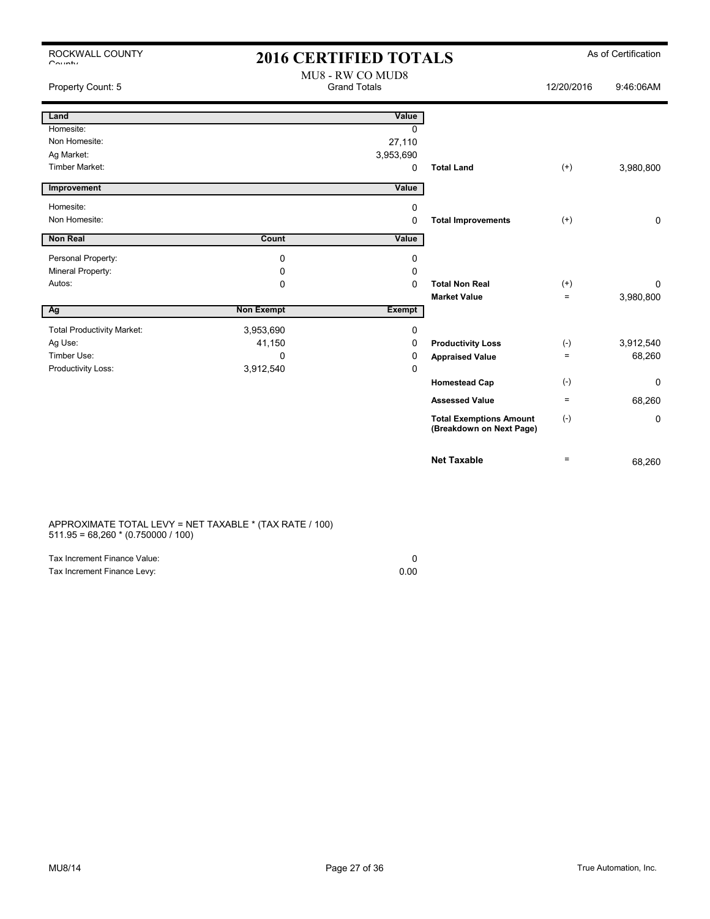ROCKWALL COUNTY

# 2016 CERTIFIED TOTALS

As of Certification

MU8 - RW CO MUD8
Grand Totals

Property Count: 5 | 12/20/2016 | 9:46:06AM

| Land | | Value | | | |
|---|---|---|---|---|---|
| Homesite: | | 0 | | | |
| Non Homesite: | | 27,110 | | | |
| Ag Market: | | 3,953,690 | | | |
| Timber Market: | | 0 | **Total Land** | (+) | 3,980,800 |

| Improvement | | Value | | | |
|---|---|---|---|---|---|
| Homesite: | | 0 | | | |
| Non Homesite: | | 0 | **Total Improvements** | (+) | 0 |

| Non Real | Count | Value | | | |
|---|---|---|---|---|---|
| Personal Property: | 0 | 0 | | | |
| Mineral Property: | 0 | 0 | | | |
| Autos: | 0 | 0 | **Total Non Real** | (+) | 0 |
| | | | **Market Value** | = | 3,980,800 |

| Ag | Non Exempt | Exempt | | | |
|---|---|---|---|---|---|
| Total Productivity Market: | 3,953,690 | 0 | | | |
| Ag Use: | 41,150 | 0 | **Productivity Loss** | (-) | 3,912,540 |
| Timber Use: | 0 | 0 | **Appraised Value** | = | 68,260 |
| Productivity Loss: | 3,912,540 | 0 | | | |
| | | | **Homestead Cap** | (-) | 0 |
| | | | **Assessed Value** | = | 68,260 |
| | | | **Total Exemptions Amount (Breakdown on Next Page)** | (-) | 0 |
| | | | **Net Taxable** | = | 68,260 |

APPROXIMATE TOTAL LEVY = NET TAXABLE * (TAX RATE / 100)
511.95 = 68,260 * (0.750000 / 100)

| | |
|---|---|
| Tax Increment Finance Value: | 0 |
| Tax Increment Finance Levy: | 0.00 |

MU8/14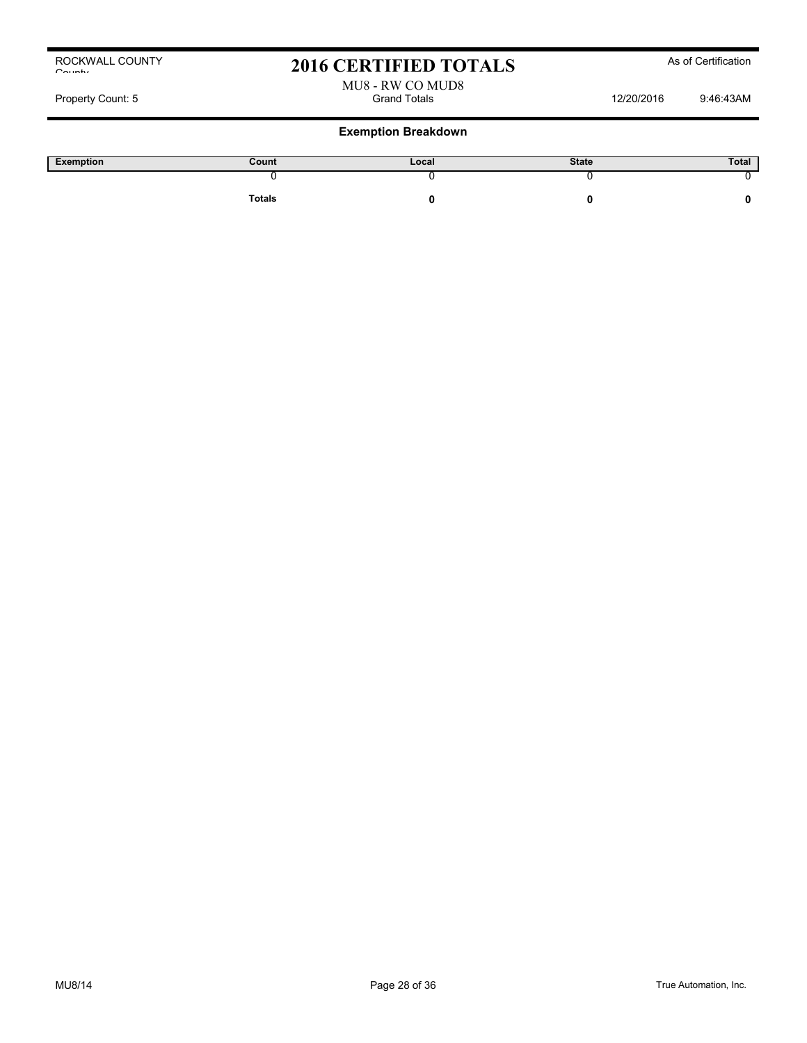ROCKWALL COUNTY

# 2016 CERTIFIED TOTALS

As of Certification

MU8 - RW CO MUD8

Property Count: 5 | Grand Totals | 12/20/2016 9:46:43AM

## Exemption Breakdown

| Exemption | Count | Local | State | Total |
|---|---|---|---|---|
| | 0 | 0 | 0 | 0 |
| | **Totals** | **0** | **0** | **0** |

MU8/14

True Automation, Inc.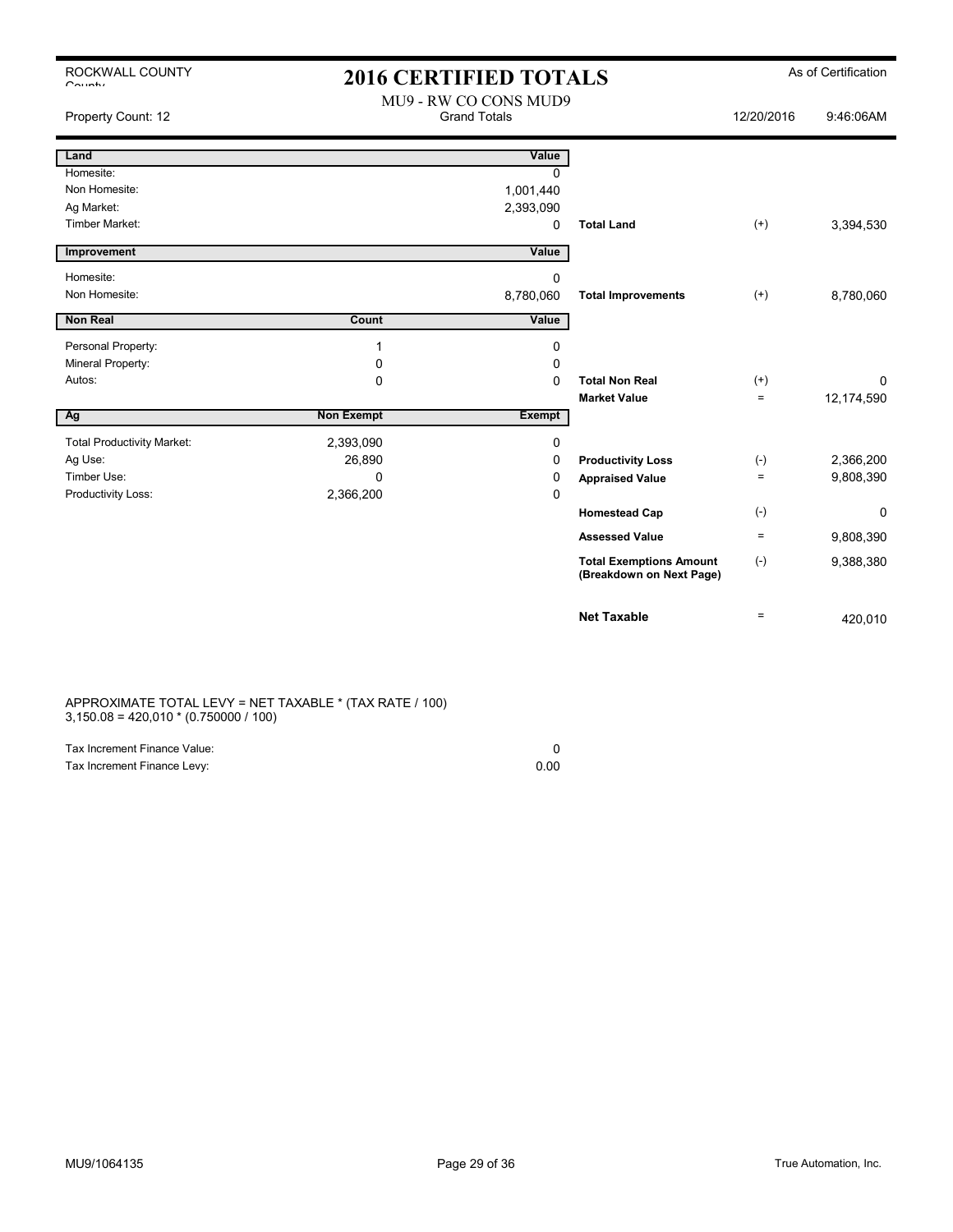ROCKWALL COUNTY

# 2016 CERTIFIED TOTALS

As of Certification

MU9 - RW CO CONS MUD9
Grand Totals

Property Count: 12 | 12/20/2016 9:46:06AM

| Land | | Value | | | |
|---|---|---|---|---|---|
| Homesite: | | 0 | | | |
| Non Homesite: | | 1,001,440 | | | |
| Ag Market: | | 2,393,090 | | | |
| Timber Market: | | 0 | **Total Land** | (+) | 3,394,530 |

| Improvement | | Value | | | |
|---|---|---|---|---|---|
| Homesite: | | 0 | | | |
| Non Homesite: | | 8,780,060 | **Total Improvements** | (+) | 8,780,060 |

| Non Real | Count | Value | | | |
|---|---|---|---|---|---|
| Personal Property: | 1 | 0 | | | |
| Mineral Property: | 0 | 0 | | | |
| Autos: | 0 | 0 | **Total Non Real** | (+) | 0 |
| | | | **Market Value** | = | 12,174,590 |

| Ag | Non Exempt | Exempt | | | |
|---|---|---|---|---|---|
| Total Productivity Market: | 2,393,090 | 0 | | | |
| Ag Use: | 26,890 | 0 | **Productivity Loss** | (-) | 2,366,200 |
| Timber Use: | 0 | 0 | **Appraised Value** | = | 9,808,390 |
| Productivity Loss: | 2,366,200 | 0 | | | |
| | | | **Homestead Cap** | (-) | 0 |
| | | | **Assessed Value** | = | 9,808,390 |
| | | | **Total Exemptions Amount (Breakdown on Next Page)** | (-) | 9,388,380 |
| | | | **Net Taxable** | = | 420,010 |

APPROXIMATE TOTAL LEVY = NET TAXABLE * (TAX RATE / 100)
3,150.08 = 420,010 * (0.750000 / 100)

| | |
|---|---|
| Tax Increment Finance Value: | 0 |
| Tax Increment Finance Levy: | 0.00 |

MU9/1064135

True Automation, Inc.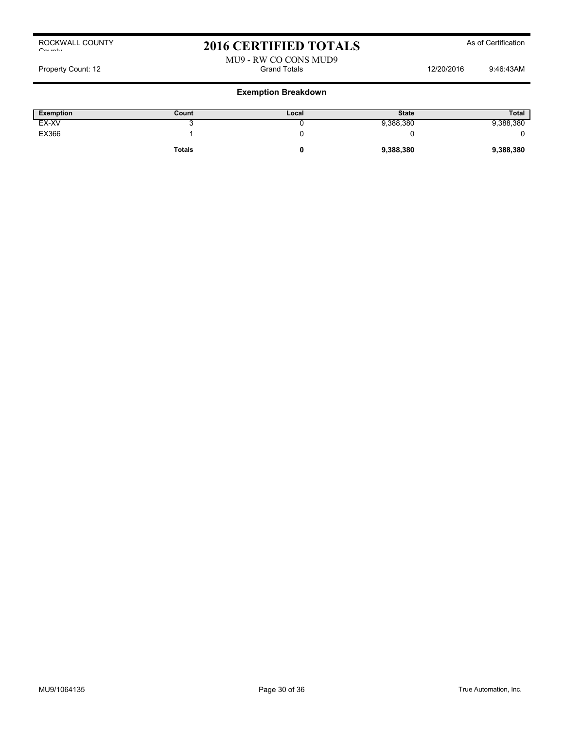ROCKWALL COUNTY

# 2016 CERTIFIED TOTALS

As of Certification

MU9 - RW CO CONS MUD9

Property Count: 12 Grand Totals 12/20/2016 9:46:43AM

## Exemption Breakdown

| Exemption | Count | Local | State | Total |
|---|---|---|---|---|
| EX-XV | 3 | 0 | 9,388,380 | 9,388,380 |
| EX366 | 1 | 0 | 0 | 0 |
| | **Totals** | **0** | **9,388,380** | **9,388,380** |

MU9/1064135 True Automation, Inc.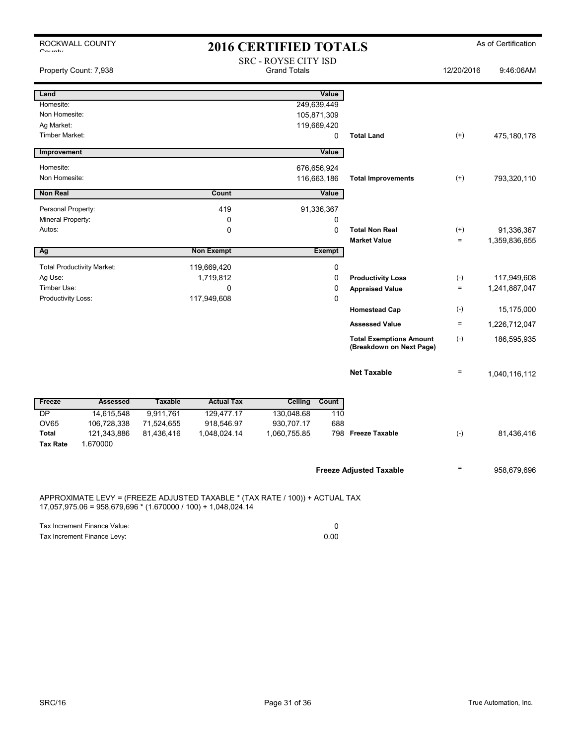ROCKWALL COUNTY

# 2016 CERTIFIED TOTALS

As of Certification

## SRC - ROYSE CITY ISD
Grand Totals

Property Count: 7,938 | 12/20/2016 | 9:46:06AM

| Land | | Value | | | |
|---|---|---|---|---|---|
| Homesite: | | 249,639,449 | | | |
| Non Homesite: | | 105,871,309 | | | |
| Ag Market: | | 119,669,420 | | | |
| Timber Market: | | 0 | **Total Land** | (+) | 475,180,178 |
| **Improvement** | | **Value** | | | |
| Homesite: | | 676,656,924 | | | |
| Non Homesite: | | 116,663,186 | **Total Improvements** | (+) | 793,320,110 |
| **Non Real** | **Count** | **Value** | | | |
| Personal Property: | 419 | 91,336,367 | | | |
| Mineral Property: | 0 | 0 | | | |
| Autos: | 0 | 0 | **Total Non Real** | (+) | 91,336,367 |
| | | | **Market Value** | = | 1,359,836,655 |
| **Ag** | **Non Exempt** | **Exempt** | | | |
| Total Productivity Market: | 119,669,420 | 0 | | | |
| Ag Use: | 1,719,812 | 0 | **Productivity Loss** | (-) | 117,949,608 |
| Timber Use: | 0 | 0 | **Appraised Value** | = | 1,241,887,047 |
| Productivity Loss: | 117,949,608 | 0 | | | |
| | | | **Homestead Cap** | (-) | 15,175,000 |
| | | | **Assessed Value** | = | 1,226,712,047 |
| | | | **Total Exemptions Amount (Breakdown on Next Page)** | (-) | 186,595,935 |
| | | | **Net Taxable** | = | 1,040,116,112 |

| Freeze | Assessed | Taxable | Actual Tax | Ceiling | Count | | | |
|---|---|---|---|---|---|---|---|---|
| DP | 14,615,548 | 9,911,761 | 129,477.17 | 130,048.68 | 110 | | | |
| OV65 | 106,728,338 | 71,524,655 | 918,546.97 | 930,707.17 | 688 | | | |
| **Total** | 121,343,886 | 81,436,416 | 1,048,024.14 | 1,060,755.85 | 798 | **Freeze Taxable** | (-) | 81,436,416 |
| **Tax Rate** | 1.670000 | | | | | | | |

**Freeze Adjusted Taxable** = 958,679,696

APPROXIMATE LEVY = (FREEZE ADJUSTED TAXABLE * (TAX RATE / 100)) + ACTUAL TAX
17,057,975.06 = 958,679,696 * (1.670000 / 100) + 1,048,024.14

| | |
|---|---|
| Tax Increment Finance Value: | 0 |
| Tax Increment Finance Levy: | 0.00 |

SRC/16

True Automation, Inc.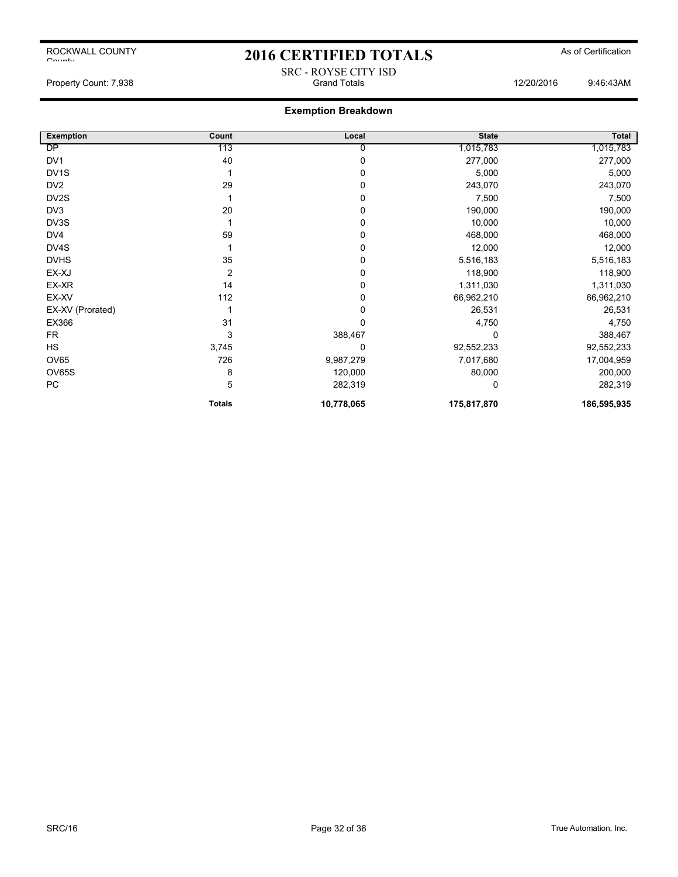# 2016 CERTIFIED TOTALS

ROCKWALL COUNTY County

As of Certification

SRC - ROYSE CITY ISD
Grand Totals

Property Count: 7,938

12/20/2016 9:46:43AM

## Exemption Breakdown

| Exemption | Count | Local | State | Total |
|---|---|---|---|---|
| DP | 113 | 0 | 1,015,783 | 1,015,783 |
| DV1 | 40 | 0 | 277,000 | 277,000 |
| DV1S | 1 | 0 | 5,000 | 5,000 |
| DV2 | 29 | 0 | 243,070 | 243,070 |
| DV2S | 1 | 0 | 7,500 | 7,500 |
| DV3 | 20 | 0 | 190,000 | 190,000 |
| DV3S | 1 | 0 | 10,000 | 10,000 |
| DV4 | 59 | 0 | 468,000 | 468,000 |
| DV4S | 1 | 0 | 12,000 | 12,000 |
| DVHS | 35 | 0 | 5,516,183 | 5,516,183 |
| EX-XJ | 2 | 0 | 118,900 | 118,900 |
| EX-XR | 14 | 0 | 1,311,030 | 1,311,030 |
| EX-XV | 112 | 0 | 66,962,210 | 66,962,210 |
| EX-XV (Prorated) | 1 | 0 | 26,531 | 26,531 |
| EX366 | 31 | 0 | 4,750 | 4,750 |
| FR | 3 | 388,467 | 0 | 388,467 |
| HS | 3,745 | 0 | 92,552,233 | 92,552,233 |
| OV65 | 726 | 9,987,279 | 7,017,680 | 17,004,959 |
| OV65S | 8 | 120,000 | 80,000 | 200,000 |
| PC | 5 | 282,319 | 0 | 282,319 |
| | **Totals** | **10,778,065** | **175,817,870** | **186,595,935** |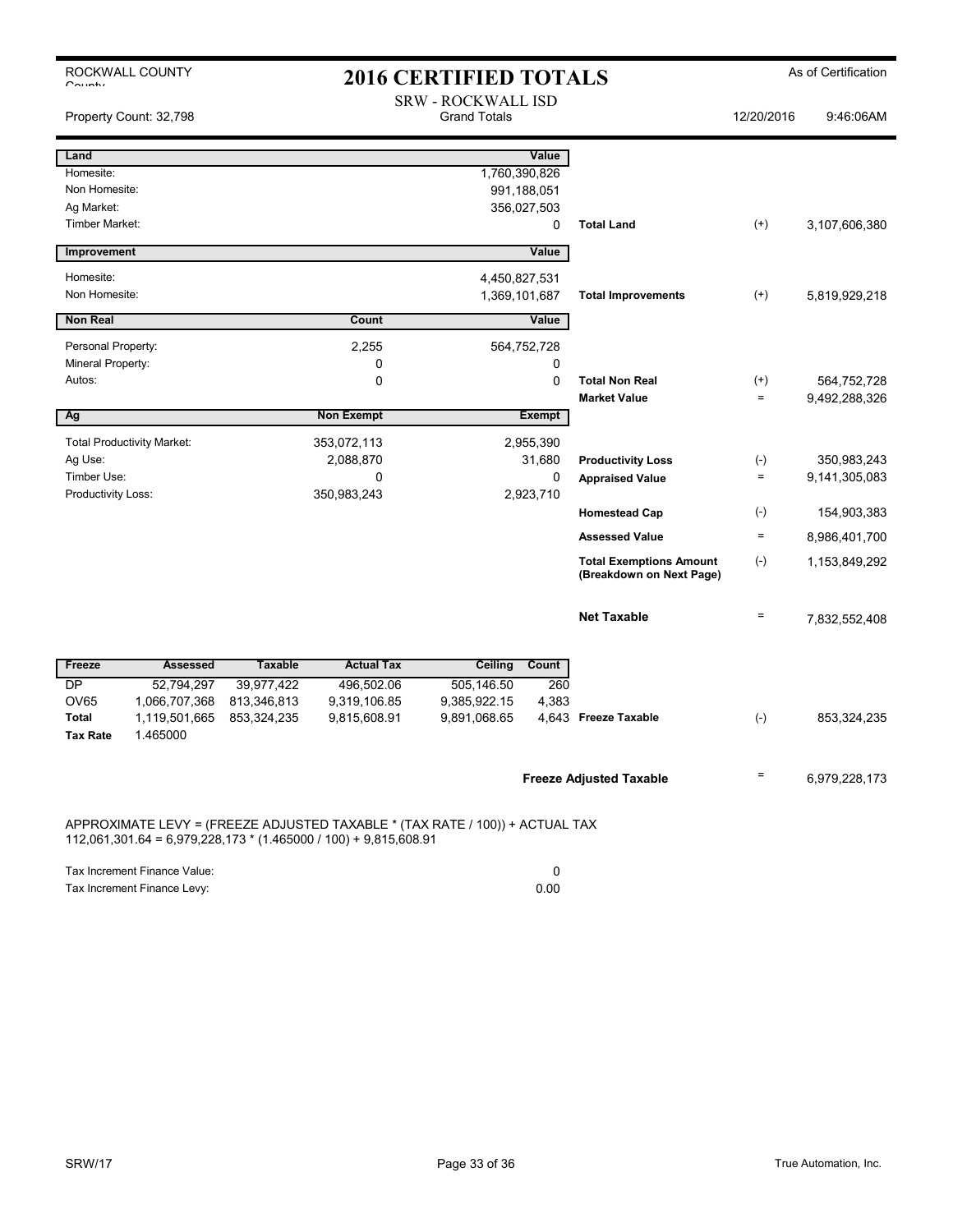ROCKWALL COUNTY

# 2016 CERTIFIED TOTALS

As of Certification

SRW - ROCKWALL ISD
Grand Totals

Property Count: 32,798

12/20/2016 9:46:06AM

| Land | | Value | | | |
|---|---|---|---|---|---|
| Homesite: | | 1,760,390,826 | | | |
| Non Homesite: | | 991,188,051 | | | |
| Ag Market: | | 356,027,503 | | | |
| Timber Market: | | 0 | Total Land | (+) | 3,107,606,380 |

| Improvement | | Value | | | |
|---|---|---|---|---|---|
| Homesite: | | 4,450,827,531 | | | |
| Non Homesite: | | 1,369,101,687 | Total Improvements | (+) | 5,819,929,218 |

| Non Real | Count | Value | | | |
|---|---|---|---|---|---|
| Personal Property: | 2,255 | 564,752,728 | | | |
| Mineral Property: | 0 | 0 | | | |
| Autos: | 0 | 0 | Total Non Real | (+) | 564,752,728 |
| | | | Market Value | = | 9,492,288,326 |

| Ag | Non Exempt | Exempt | | | |
|---|---|---|---|---|---|
| Total Productivity Market: | 353,072,113 | 2,955,390 | | | |
| Ag Use: | 2,088,870 | 31,680 | Productivity Loss | (-) | 350,983,243 |
| Timber Use: | 0 | 0 | Appraised Value | = | 9,141,305,083 |
| Productivity Loss: | 350,983,243 | 2,923,710 | | | |
| | | | Homestead Cap | (-) | 154,903,383 |
| | | | Assessed Value | = | 8,986,401,700 |
| | | | Total Exemptions Amount (Breakdown on Next Page) | (-) | 1,153,849,292 |
| | | | Net Taxable | = | 7,832,552,408 |

| Freeze | Assessed | Taxable | Actual Tax | Ceiling | Count | | | |
|---|---|---|---|---|---|---|---|---|
| DP | 52,794,297 | 39,977,422 | 496,502.06 | 505,146.50 | 260 | | | |
| OV65 | 1,066,707,368 | 813,346,813 | 9,319,106.85 | 9,385,922.15 | 4,383 | | | |
| Total | 1,119,501,665 | 853,324,235 | 9,815,608.91 | 9,891,068.65 | 4,643 | Freeze Taxable | (-) | 853,324,235 |
| Tax Rate | 1.465000 | | | | | | | |
| | | | | | | Freeze Adjusted Taxable | = | 6,979,228,173 |

APPROXIMATE LEVY = (FREEZE ADJUSTED TAXABLE * (TAX RATE / 100)) + ACTUAL TAX
112,061,301.64 = 6,979,228,173 * (1.465000 / 100) + 9,815,608.91

| | |
|---|---|
| Tax Increment Finance Value: | 0 |
| Tax Increment Finance Levy: | 0.00 |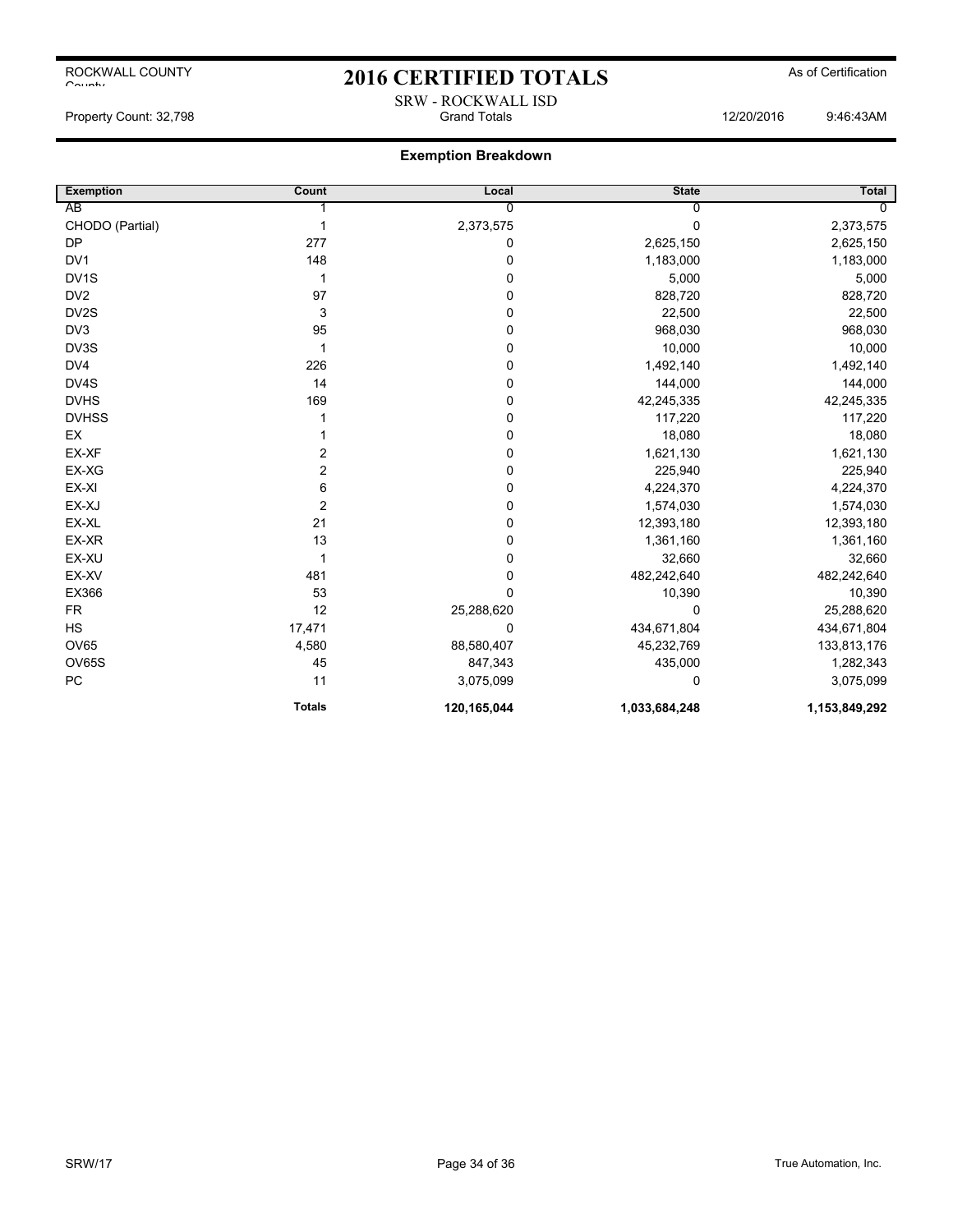ROCKWALL COUNTY

# 2016 CERTIFIED TOTALS

As of Certification

SRW - ROCKWALL ISD

Property Count: 32,798 | Grand Totals | 12/20/2016 9:46:43AM

## Exemption Breakdown

| Exemption | Count | Local | State | Total |
|---|---|---|---|---|
| AB | 1 | 0 | 0 | 0 |
| CHODO (Partial) | 1 | 2,373,575 | 0 | 2,373,575 |
| DP | 277 | 0 | 2,625,150 | 2,625,150 |
| DV1 | 148 | 0 | 1,183,000 | 1,183,000 |
| DV1S | 1 | 0 | 5,000 | 5,000 |
| DV2 | 97 | 0 | 828,720 | 828,720 |
| DV2S | 3 | 0 | 22,500 | 22,500 |
| DV3 | 95 | 0 | 968,030 | 968,030 |
| DV3S | 1 | 0 | 10,000 | 10,000 |
| DV4 | 226 | 0 | 1,492,140 | 1,492,140 |
| DV4S | 14 | 0 | 144,000 | 144,000 |
| DVHS | 169 | 0 | 42,245,335 | 42,245,335 |
| DVHSS | 1 | 0 | 117,220 | 117,220 |
| EX | 1 | 0 | 18,080 | 18,080 |
| EX-XF | 2 | 0 | 1,621,130 | 1,621,130 |
| EX-XG | 2 | 0 | 225,940 | 225,940 |
| EX-XI | 6 | 0 | 4,224,370 | 4,224,370 |
| EX-XJ | 2 | 0 | 1,574,030 | 1,574,030 |
| EX-XL | 21 | 0 | 12,393,180 | 12,393,180 |
| EX-XR | 13 | 0 | 1,361,160 | 1,361,160 |
| EX-XU | 1 | 0 | 32,660 | 32,660 |
| EX-XV | 481 | 0 | 482,242,640 | 482,242,640 |
| EX366 | 53 | 0 | 10,390 | 10,390 |
| FR | 12 | 25,288,620 | 0 | 25,288,620 |
| HS | 17,471 | 0 | 434,671,804 | 434,671,804 |
| OV65 | 4,580 | 88,580,407 | 45,232,769 | 133,813,176 |
| OV65S | 45 | 847,343 | 435,000 | 1,282,343 |
| PC | 11 | 3,075,099 | 0 | 3,075,099 |
| | **Totals** | **120,165,044** | **1,033,684,248** | **1,153,849,292** |

SRW/17 | True Automation, Inc.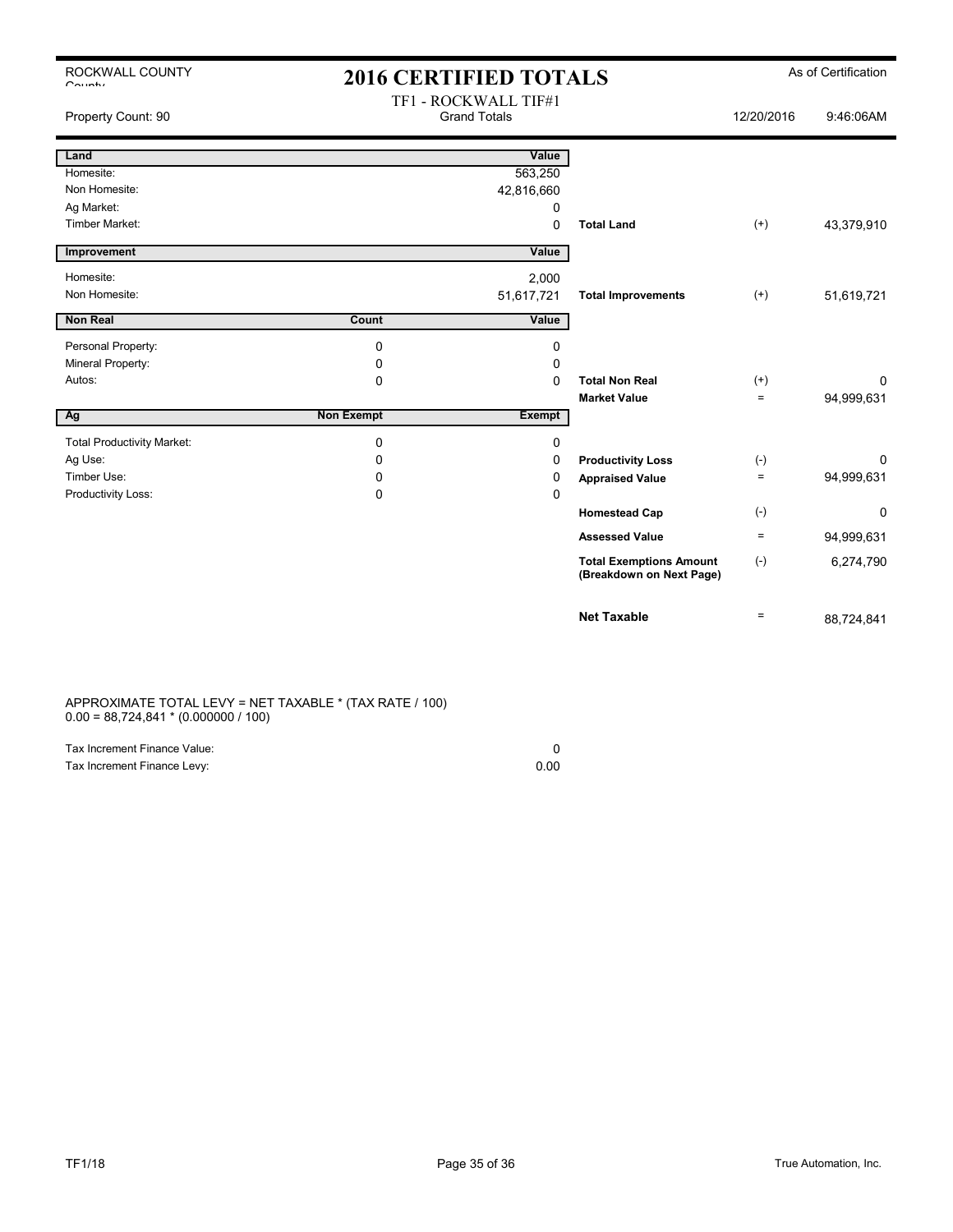ROCKWALL COUNTY

# 2016 CERTIFIED TOTALS

As of Certification

Property Count: 90

TF1 - ROCKWALL TIF#1
Grand Totals

12/20/2016 9:46:06AM

| Land | | Value | | | |
|---|---|---|---|---|---|
| Homesite: | | 563,250 | | | |
| Non Homesite: | | 42,816,660 | | | |
| Ag Market: | | 0 | | | |
| Timber Market: | | 0 | **Total Land** | (+) | 43,379,910 |

| Improvement | | Value | | | |
|---|---|---|---|---|---|
| Homesite: | | 2,000 | | | |
| Non Homesite: | | 51,617,721 | **Total Improvements** | (+) | 51,619,721 |

| Non Real | Count | Value | | | |
|---|---|---|---|---|---|
| Personal Property: | 0 | 0 | | | |
| Mineral Property: | 0 | 0 | | | |
| Autos: | 0 | 0 | **Total Non Real** | (+) | 0 |
| | | | **Market Value** | = | 94,999,631 |

| Ag | Non Exempt | Exempt | | | |
|---|---|---|---|---|---|
| Total Productivity Market: | 0 | 0 | | | |
| Ag Use: | 0 | 0 | **Productivity Loss** | (-) | 0 |
| Timber Use: | 0 | 0 | **Appraised Value** | = | 94,999,631 |
| Productivity Loss: | 0 | 0 | | | |
| | | | **Homestead Cap** | (-) | 0 |
| | | | **Assessed Value** | = | 94,999,631 |
| | | | **Total Exemptions Amount (Breakdown on Next Page)** | (-) | 6,274,790 |
| | | | **Net Taxable** | = | 88,724,841 |

APPROXIMATE TOTAL LEVY = NET TAXABLE * (TAX RATE / 100)
0.00 = 88,724,841 * (0.000000 / 100)

| | |
|---|---|
| Tax Increment Finance Value: | 0 |
| Tax Increment Finance Levy: | 0.00 |

TF1/18

True Automation, Inc.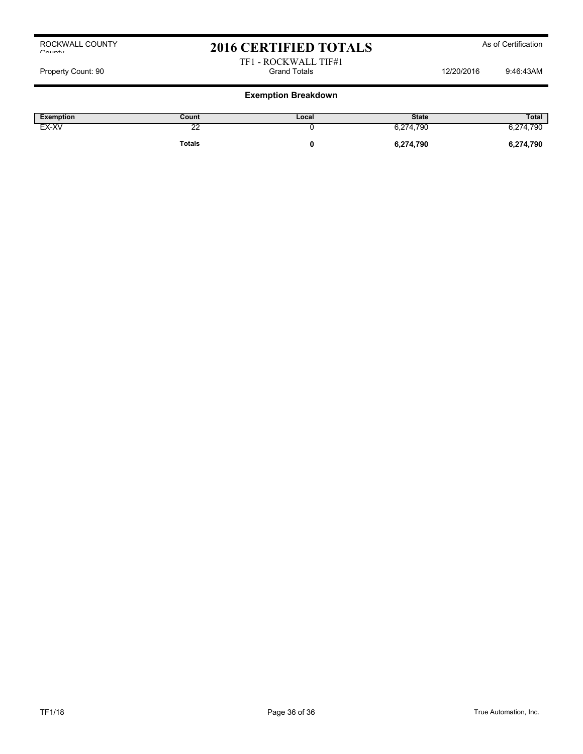ROCKWALL COUNTY

# 2016 CERTIFIED TOTALS

As of Certification

TF1 - ROCKWALL TIF#1

Property Count: 90 | Grand Totals | 12/20/2016 9:46:43AM

## Exemption Breakdown

| Exemption | Count | Local | State | Total |
|---|---|---|---|---|
| EX-XV | 22 | 0 | 6,274,790 | 6,274,790 |
| | **Totals** | **0** | **6,274,790** | **6,274,790** |

TF1/18

True Automation, Inc.